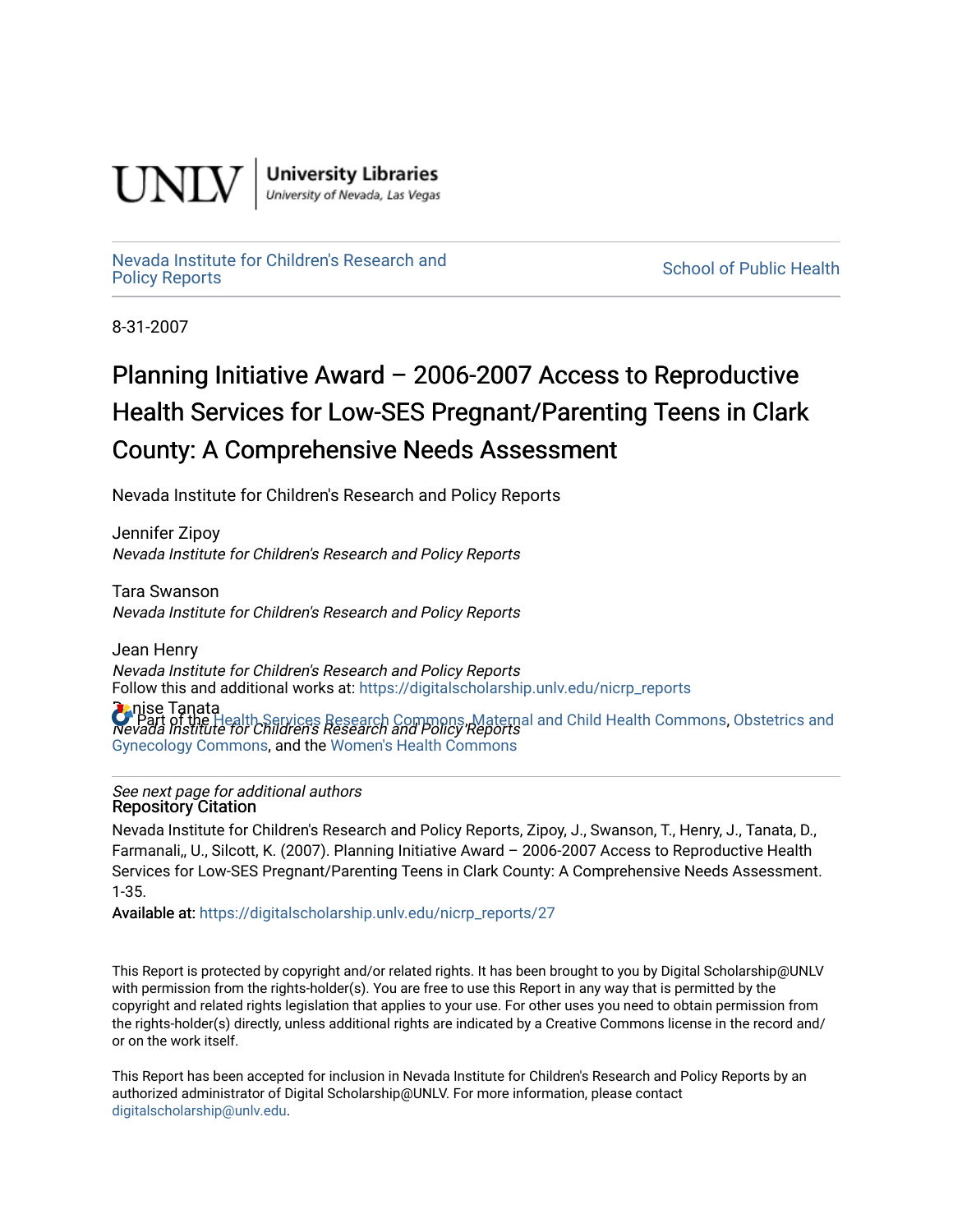University Libraries
University of Nevada, Las Vegas

Nevada Institute for Children's Research and Policy Reports

School of Public Health

8-31-2007

# Planning Initiative Award – 2006-2007 Access to Reproductive Health Services for Low-SES Pregnant/Parenting Teens in Clark County: A Comprehensive Needs Assessment

Nevada Institute for Children's Research and Policy Reports

Jennifer Zipoy
*Nevada Institute for Children's Research and Policy Reports*

Tara Swanson
*Nevada Institute for Children's Research and Policy Reports*

Jean Henry
*Nevada Institute for Children's Research and Policy Reports*

Denise Tanata
*Nevada Institute for Children's Research and Policy Reports*

*See next page for additional authors*

Follow this and additional works at: https://digitalscholarship.unlv.edu/nicrp_reports

Part of the Health Services Research Commons, Maternal and Child Health Commons, Obstetrics and Gynecology Commons, and the Women's Health Commons

## Repository Citation

Nevada Institute for Children's Research and Policy Reports, Zipoy, J., Swanson, T., Henry, J., Tanata, D., Farmanali,, U., Silcott, K. (2007). Planning Initiative Award – 2006-2007 Access to Reproductive Health Services for Low-SES Pregnant/Parenting Teens in Clark County: A Comprehensive Needs Assessment. 1-35.

Available at: https://digitalscholarship.unlv.edu/nicrp_reports/27

This Report is protected by copyright and/or related rights. It has been brought to you by Digital Scholarship@UNLV with permission from the rights-holder(s). You are free to use this Report in any way that is permitted by the copyright and related rights legislation that applies to your use. For other uses you need to obtain permission from the rights-holder(s) directly, unless additional rights are indicated by a Creative Commons license in the record and/or on the work itself.

This Report has been accepted for inclusion in Nevada Institute for Children's Research and Policy Reports by an authorized administrator of Digital Scholarship@UNLV. For more information, please contact digitalscholarship@unlv.edu.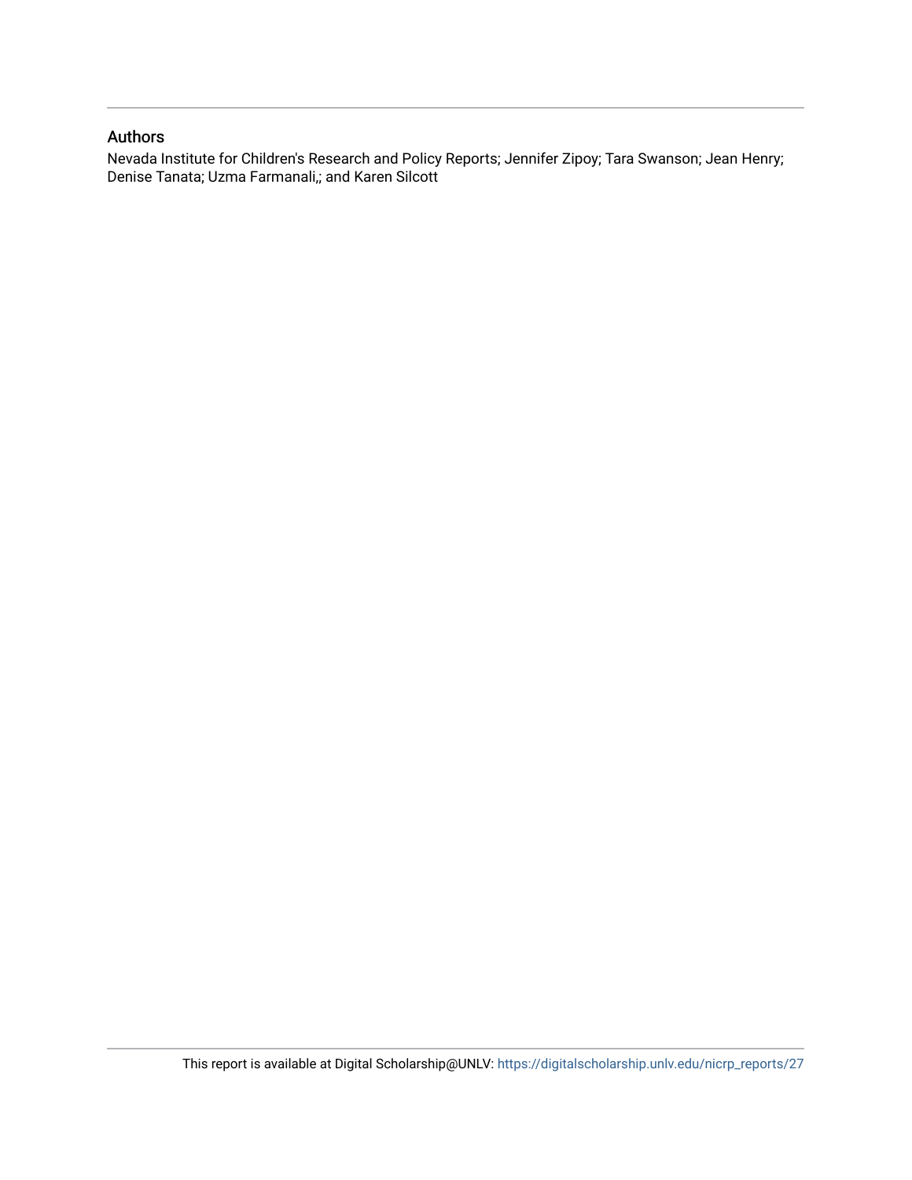## Authors

Nevada Institute for Children's Research and Policy Reports; Jennifer Zipoy; Tara Swanson; Jean Henry; Denise Tanata; Uzma Farmanali,; and Karen Silcott

This report is available at Digital Scholarship@UNLV: https://digitalscholarship.unlv.edu/nicrp_reports/27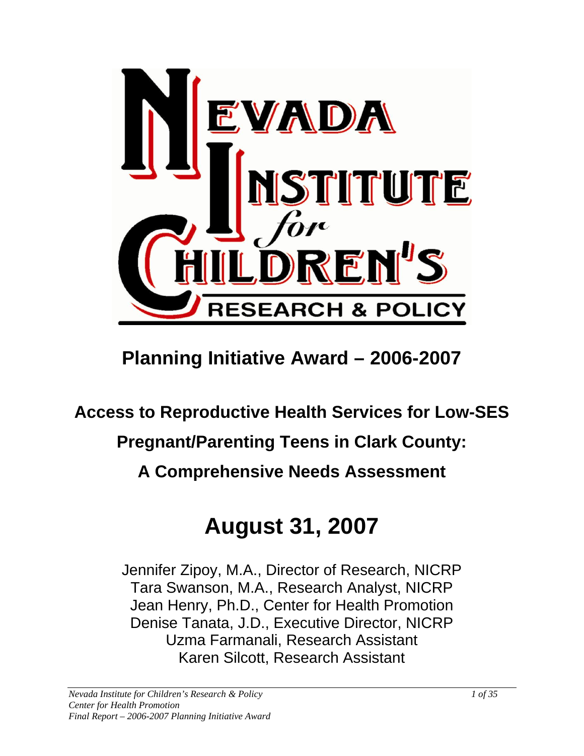# Nevada Institute for Children's Research & Policy

## Planning Initiative Award – 2006-2007

## Access to Reproductive Health Services for Low-SES Pregnant/Parenting Teens in Clark County: A Comprehensive Needs Assessment

## August 31, 2007

Jennifer Zipoy, M.A., Director of Research, NICRP
Tara Swanson, M.A., Research Analyst, NICRP
Jean Henry, Ph.D., Center for Health Promotion
Denise Tanata, J.D., Executive Director, NICRP
Uzma Farmanali, Research Assistant
Karen Silcott, Research Assistant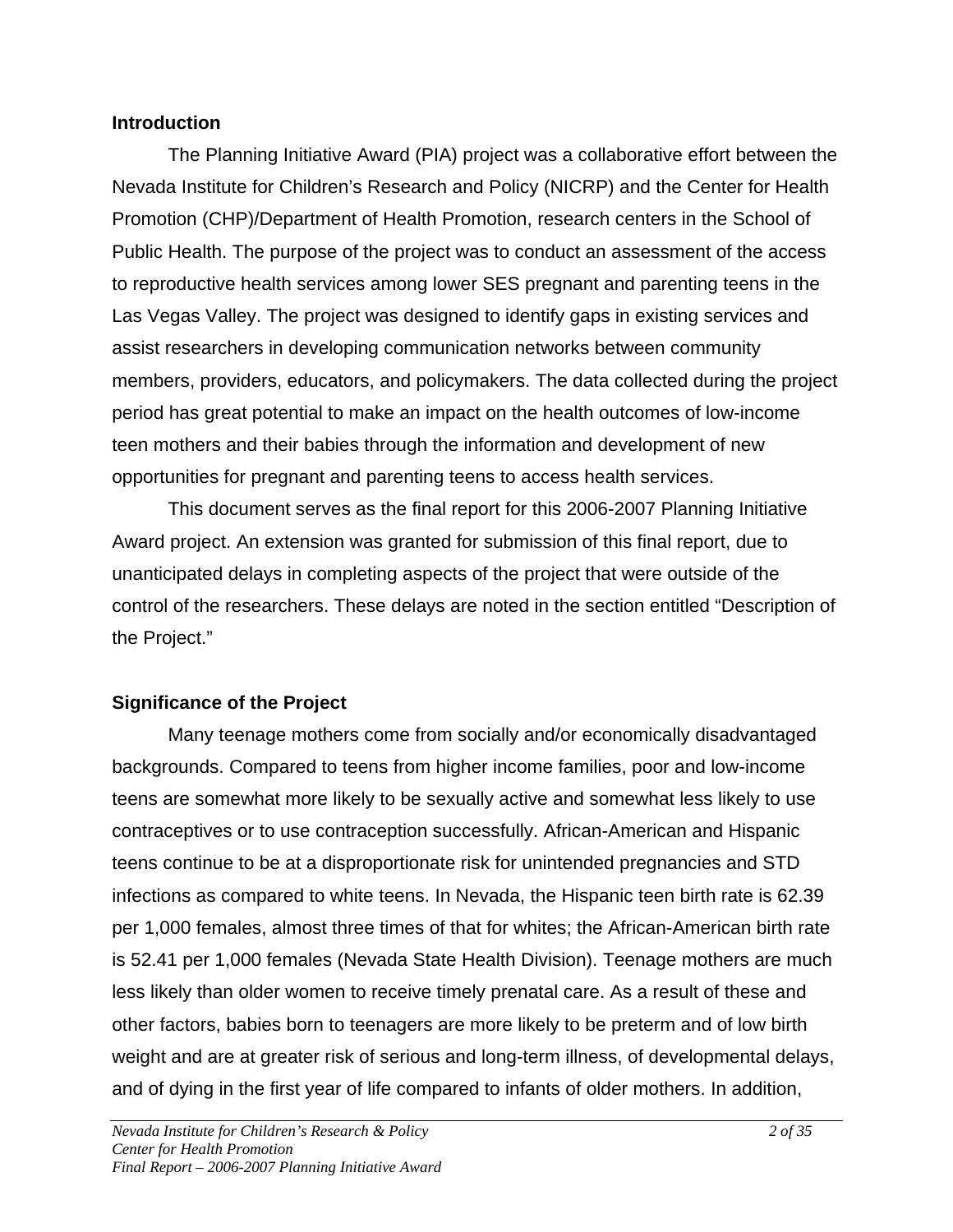## Introduction

The Planning Initiative Award (PIA) project was a collaborative effort between the Nevada Institute for Children's Research and Policy (NICRP) and the Center for Health Promotion (CHP)/Department of Health Promotion, research centers in the School of Public Health. The purpose of the project was to conduct an assessment of the access to reproductive health services among lower SES pregnant and parenting teens in the Las Vegas Valley. The project was designed to identify gaps in existing services and assist researchers in developing communication networks between community members, providers, educators, and policymakers. The data collected during the project period has great potential to make an impact on the health outcomes of low-income teen mothers and their babies through the information and development of new opportunities for pregnant and parenting teens to access health services.

This document serves as the final report for this 2006-2007 Planning Initiative Award project. An extension was granted for submission of this final report, due to unanticipated delays in completing aspects of the project that were outside of the control of the researchers. These delays are noted in the section entitled "Description of the Project."

## Significance of the Project

Many teenage mothers come from socially and/or economically disadvantaged backgrounds. Compared to teens from higher income families, poor and low-income teens are somewhat more likely to be sexually active and somewhat less likely to use contraceptives or to use contraception successfully. African-American and Hispanic teens continue to be at a disproportionate risk for unintended pregnancies and STD infections as compared to white teens. In Nevada, the Hispanic teen birth rate is 62.39 per 1,000 females, almost three times of that for whites; the African-American birth rate is 52.41 per 1,000 females (Nevada State Health Division). Teenage mothers are much less likely than older women to receive timely prenatal care. As a result of these and other factors, babies born to teenagers are more likely to be preterm and of low birth weight and are at greater risk of serious and long-term illness, of developmental delays, and of dying in the first year of life compared to infants of older mothers. In addition,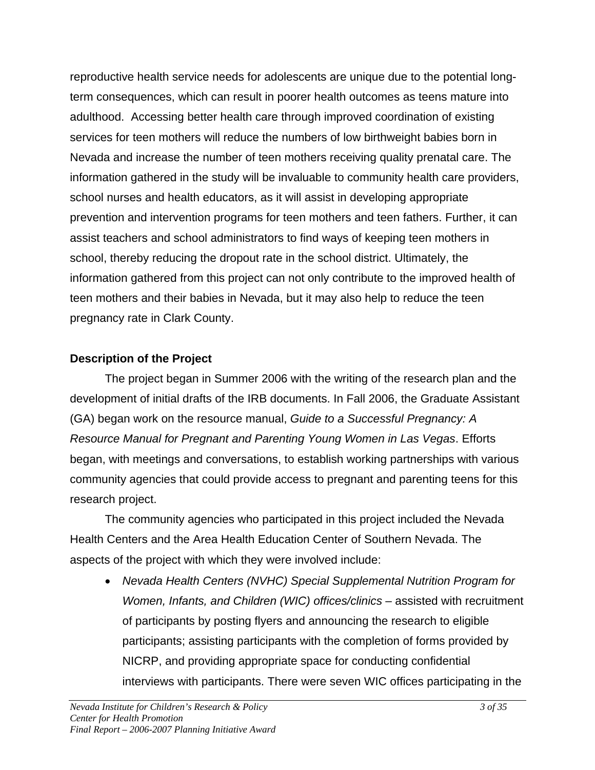reproductive health service needs for adolescents are unique due to the potential long-term consequences, which can result in poorer health outcomes as teens mature into adulthood. Accessing better health care through improved coordination of existing services for teen mothers will reduce the numbers of low birthweight babies born in Nevada and increase the number of teen mothers receiving quality prenatal care. The information gathered in the study will be invaluable to community health care providers, school nurses and health educators, as it will assist in developing appropriate prevention and intervention programs for teen mothers and teen fathers. Further, it can assist teachers and school administrators to find ways of keeping teen mothers in school, thereby reducing the dropout rate in the school district. Ultimately, the information gathered from this project can not only contribute to the improved health of teen mothers and their babies in Nevada, but it may also help to reduce the teen pregnancy rate in Clark County.

**Description of the Project**

The project began in Summer 2006 with the writing of the research plan and the development of initial drafts of the IRB documents. In Fall 2006, the Graduate Assistant (GA) began work on the resource manual, *Guide to a Successful Pregnancy: A Resource Manual for Pregnant and Parenting Young Women in Las Vegas*. Efforts began, with meetings and conversations, to establish working partnerships with various community agencies that could provide access to pregnant and parenting teens for this research project.

The community agencies who participated in this project included the Nevada Health Centers and the Area Health Education Center of Southern Nevada. The aspects of the project with which they were involved include:

- *Nevada Health Centers (NVHC) Special Supplemental Nutrition Program for Women, Infants, and Children (WIC) offices/clinics* – assisted with recruitment of participants by posting flyers and announcing the research to eligible participants; assisting participants with the completion of forms provided by NICRP, and providing appropriate space for conducting confidential interviews with participants. There were seven WIC offices participating in the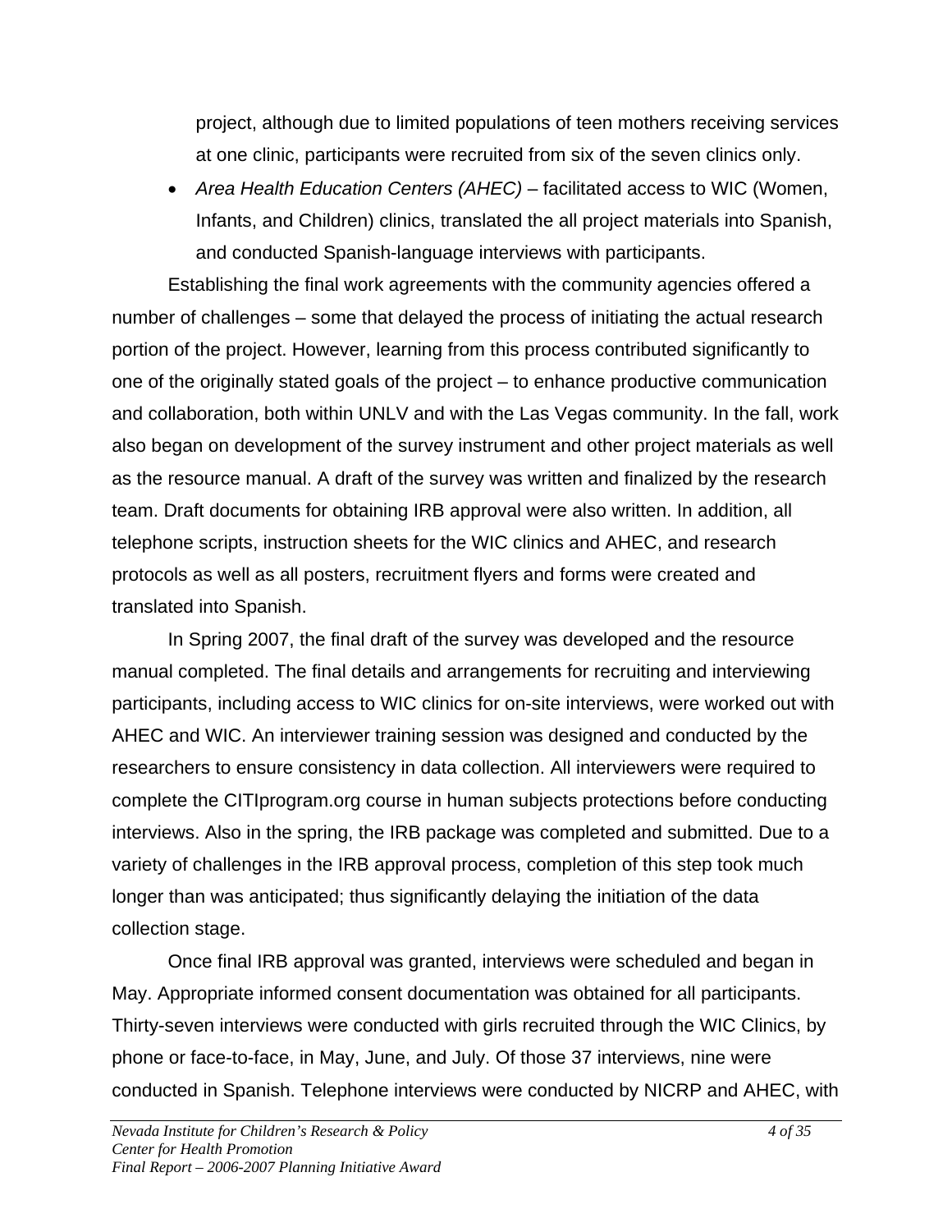project, although due to limited populations of teen mothers receiving services at one clinic, participants were recruited from six of the seven clinics only.

- *Area Health Education Centers (AHEC)* – facilitated access to WIC (Women, Infants, and Children) clinics, translated the all project materials into Spanish, and conducted Spanish-language interviews with participants.

Establishing the final work agreements with the community agencies offered a number of challenges – some that delayed the process of initiating the actual research portion of the project. However, learning from this process contributed significantly to one of the originally stated goals of the project – to enhance productive communication and collaboration, both within UNLV and with the Las Vegas community. In the fall, work also began on development of the survey instrument and other project materials as well as the resource manual. A draft of the survey was written and finalized by the research team. Draft documents for obtaining IRB approval were also written. In addition, all telephone scripts, instruction sheets for the WIC clinics and AHEC, and research protocols as well as all posters, recruitment flyers and forms were created and translated into Spanish.

In Spring 2007, the final draft of the survey was developed and the resource manual completed. The final details and arrangements for recruiting and interviewing participants, including access to WIC clinics for on-site interviews, were worked out with AHEC and WIC. An interviewer training session was designed and conducted by the researchers to ensure consistency in data collection. All interviewers were required to complete the CITIprogram.org course in human subjects protections before conducting interviews. Also in the spring, the IRB package was completed and submitted. Due to a variety of challenges in the IRB approval process, completion of this step took much longer than was anticipated; thus significantly delaying the initiation of the data collection stage.

Once final IRB approval was granted, interviews were scheduled and began in May. Appropriate informed consent documentation was obtained for all participants. Thirty-seven interviews were conducted with girls recruited through the WIC Clinics, by phone or face-to-face, in May, June, and July. Of those 37 interviews, nine were conducted in Spanish. Telephone interviews were conducted by NICRP and AHEC, with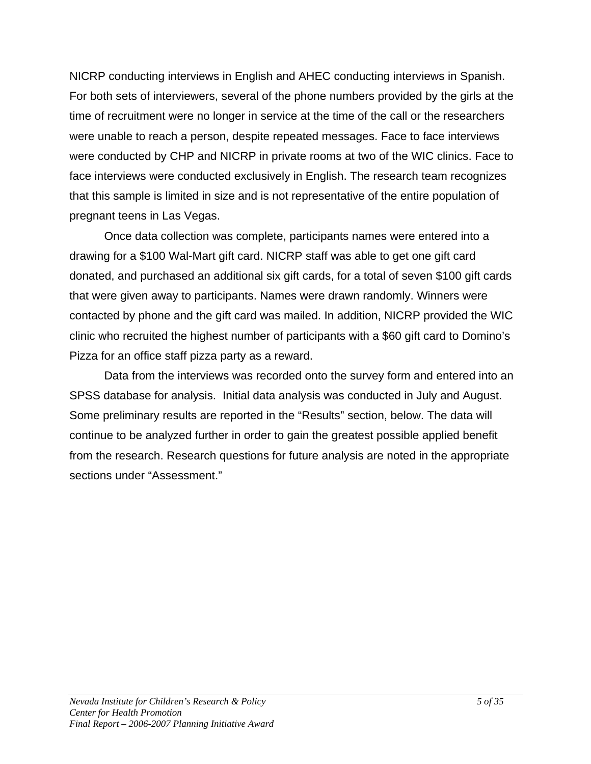NICRP conducting interviews in English and AHEC conducting interviews in Spanish. For both sets of interviewers, several of the phone numbers provided by the girls at the time of recruitment were no longer in service at the time of the call or the researchers were unable to reach a person, despite repeated messages. Face to face interviews were conducted by CHP and NICRP in private rooms at two of the WIC clinics. Face to face interviews were conducted exclusively in English. The research team recognizes that this sample is limited in size and is not representative of the entire population of pregnant teens in Las Vegas.

Once data collection was complete, participants names were entered into a drawing for a $100 Wal-Mart gift card. NICRP staff was able to get one gift card donated, and purchased an additional six gift cards, for a total of seven $100 gift cards that were given away to participants. Names were drawn randomly. Winners were contacted by phone and the gift card was mailed. In addition, NICRP provided the WIC clinic who recruited the highest number of participants with a $60 gift card to Domino's Pizza for an office staff pizza party as a reward.

Data from the interviews was recorded onto the survey form and entered into an SPSS database for analysis. Initial data analysis was conducted in July and August. Some preliminary results are reported in the "Results" section, below. The data will continue to be analyzed further in order to gain the greatest possible applied benefit from the research. Research questions for future analysis are noted in the appropriate sections under "Assessment."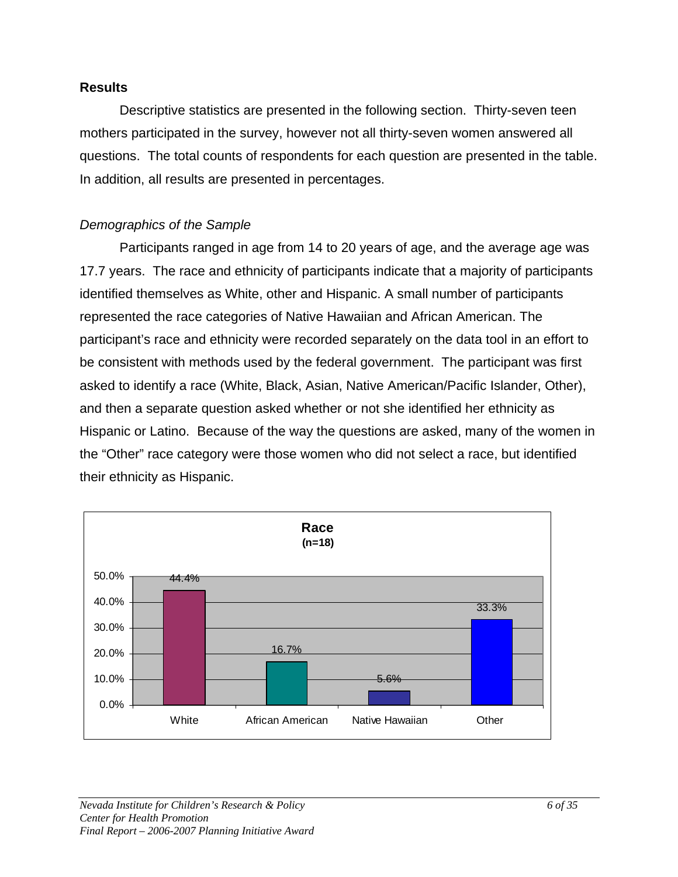## Results

Descriptive statistics are presented in the following section. Thirty-seven teen mothers participated in the survey, however not all thirty-seven women answered all questions. The total counts of respondents for each question are presented in the table. In addition, all results are presented in percentages.

### *Demographics of the Sample*

Participants ranged in age from 14 to 20 years of age, and the average age was 17.7 years. The race and ethnicity of participants indicate that a majority of participants identified themselves as White, other and Hispanic. A small number of participants represented the race categories of Native Hawaiian and African American. The participant's race and ethnicity were recorded separately on the data tool in an effort to be consistent with methods used by the federal government. The participant was first asked to identify a race (White, Black, Asian, Native American/Pacific Islander, Other), and then a separate question asked whether or not she identified her ethnicity as Hispanic or Latino. Because of the way the questions are asked, many of the women in the "Other" race category were those women who did not select a race, but identified their ethnicity as Hispanic.

**Race**
**(n=18)**

| Race | Percent |
|---|---|
| White | 44.4% |
| African American | 16.7% |
| Native Hawaiian | 5.6% |
| Other | 33.3% |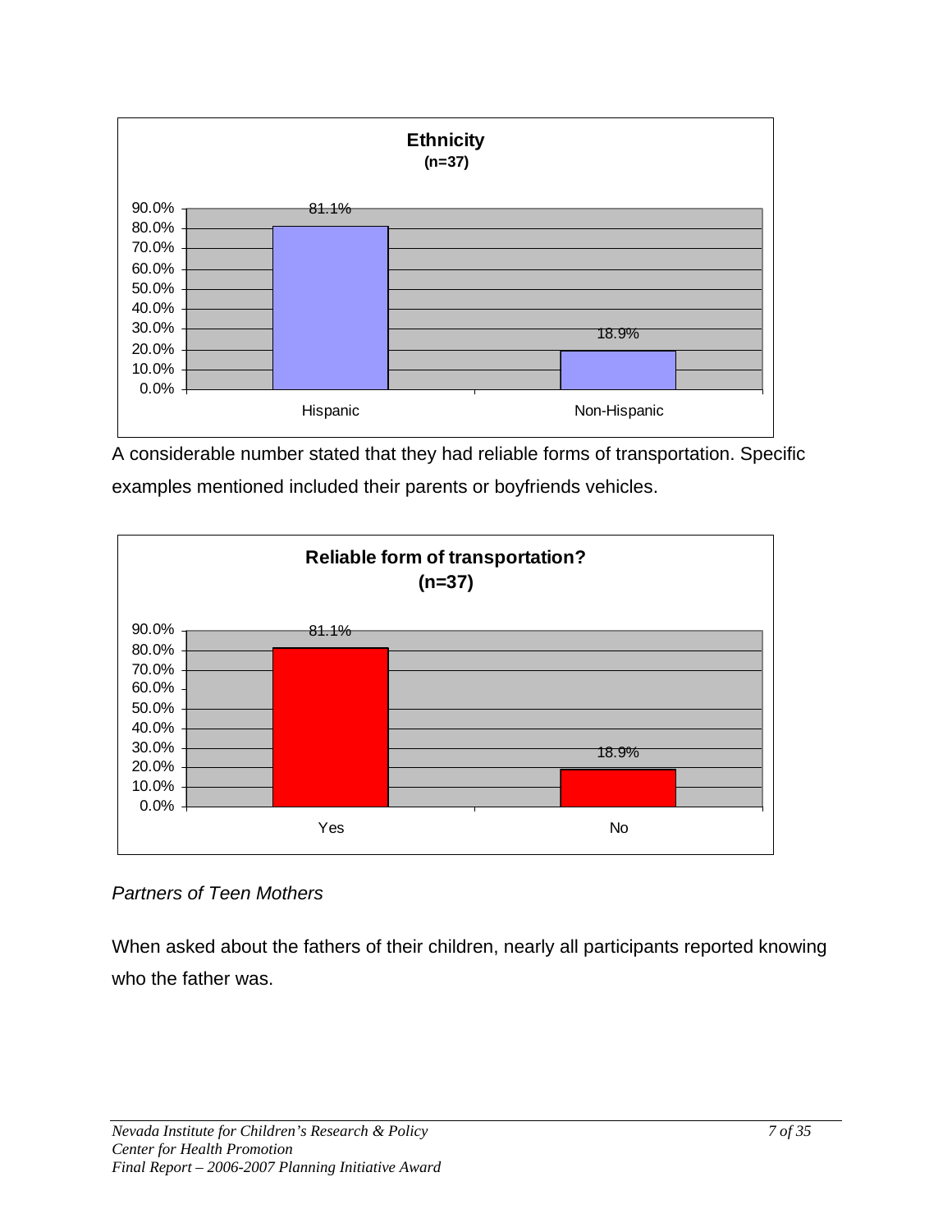**Ethnicity**
**(n=37)**

| Ethnicity | Percent |
|---|---|
| Hispanic | 81.1% |
| Non-Hispanic | 18.9% |

A considerable number stated that they had reliable forms of transportation. Specific examples mentioned included their parents or boyfriends vehicles.

**Reliable form of transportation?**
**(n=37)**

| Response | Percent |
|---|---|
| Yes | 81.1% |
| No | 18.9% |

*Partners of Teen Mothers*

When asked about the fathers of their children, nearly all participants reported knowing who the father was.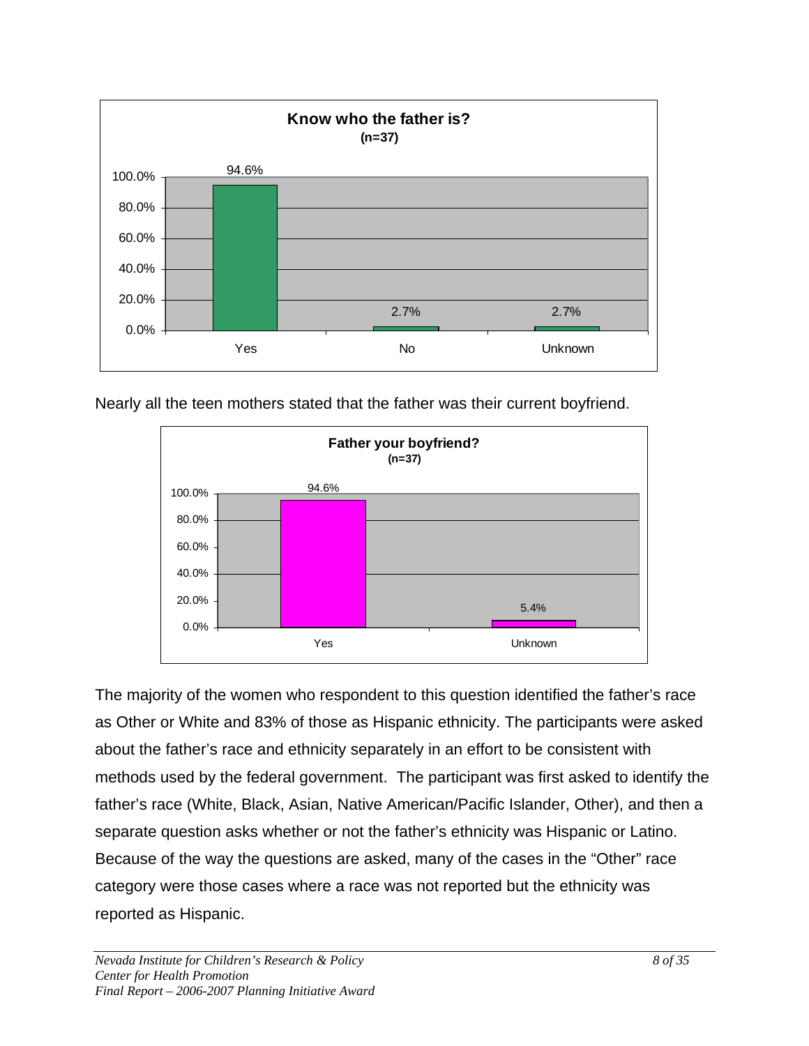**Know who the father is?**
**(n=37)**

| Response | Percent |
|---|---|
| Yes | 94.6% |
| No | 2.7% |
| Unknown | 2.7% |

Nearly all the teen mothers stated that the father was their current boyfriend.

**Father your boyfriend?**
**(n=37)**

| Response | Percent |
|---|---|
| Yes | 94.6% |
| Unknown | 5.4% |

The majority of the women who respondent to this question identified the father's race as Other or White and 83% of those as Hispanic ethnicity. The participants were asked about the father's race and ethnicity separately in an effort to be consistent with methods used by the federal government. The participant was first asked to identify the father's race (White, Black, Asian, Native American/Pacific Islander, Other), and then a separate question asks whether or not the father's ethnicity was Hispanic or Latino. Because of the way the questions are asked, many of the cases in the "Other" race category were those cases where a race was not reported but the ethnicity was reported as Hispanic.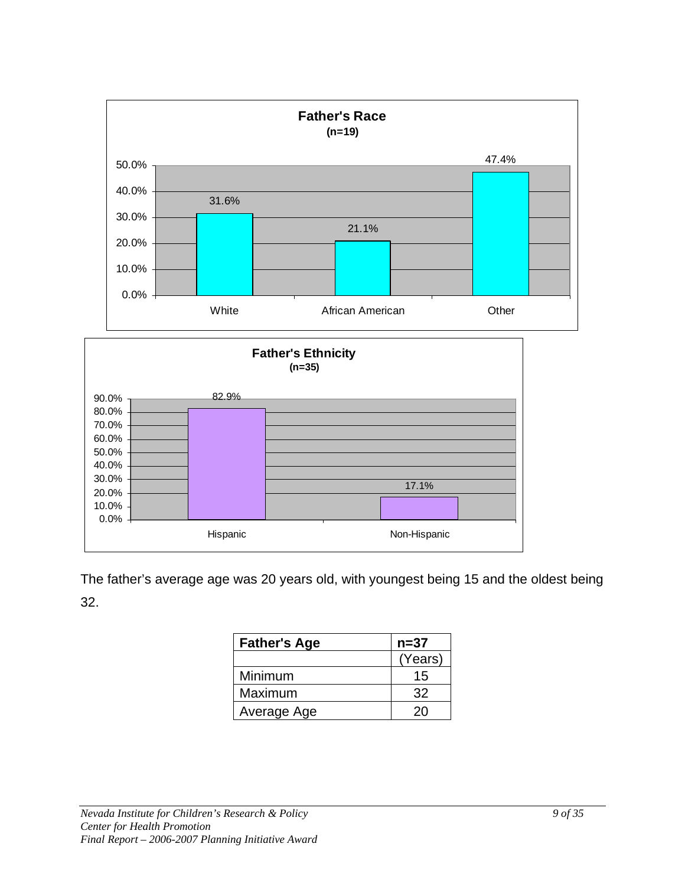**Father's Race**
**(n=19)**

| Race | Percent |
|---|---|
| White | 31.6% |
| African American | 21.1% |
| Other | 47.4% |

**Father's Ethnicity**
**(n=35)**

| Ethnicity | Percent |
|---|---|
| Hispanic | 82.9% |
| Non-Hispanic | 17.1% |

The father's average age was 20 years old, with youngest being 15 and the oldest being 32.

| **Father's Age** | **n=37** |
|---|---|
| | (Years) |
| Minimum | 15 |
| Maximum | 32 |
| Average Age | 20 |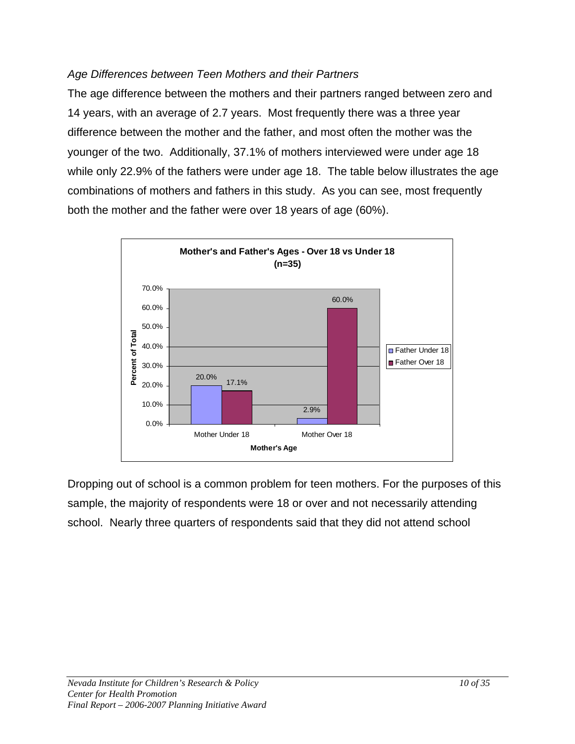*Age Differences between Teen Mothers and their Partners*

The age difference between the mothers and their partners ranged between zero and 14 years, with an average of 2.7 years. Most frequently there was a three year difference between the mother and the father, and most often the mother was the younger of the two. Additionally, 37.1% of mothers interviewed were under age 18 while only 22.9% of the fathers were under age 18. The table below illustrates the age combinations of mothers and fathers in this study. As you can see, most frequently both the mother and the father were over 18 years of age (60%).

**Mother's and Father's Ages - Over 18 vs Under 18 (n=35)**

| Mother's Age | Father Under 18 | Father Over 18 |
|---|---|---|
| Mother Under 18 | 20.0% | 17.1% |
| Mother Over 18 | 2.9% | 60.0% |

Dropping out of school is a common problem for teen mothers. For the purposes of this sample, the majority of respondents were 18 or over and not necessarily attending school. Nearly three quarters of respondents said that they did not attend school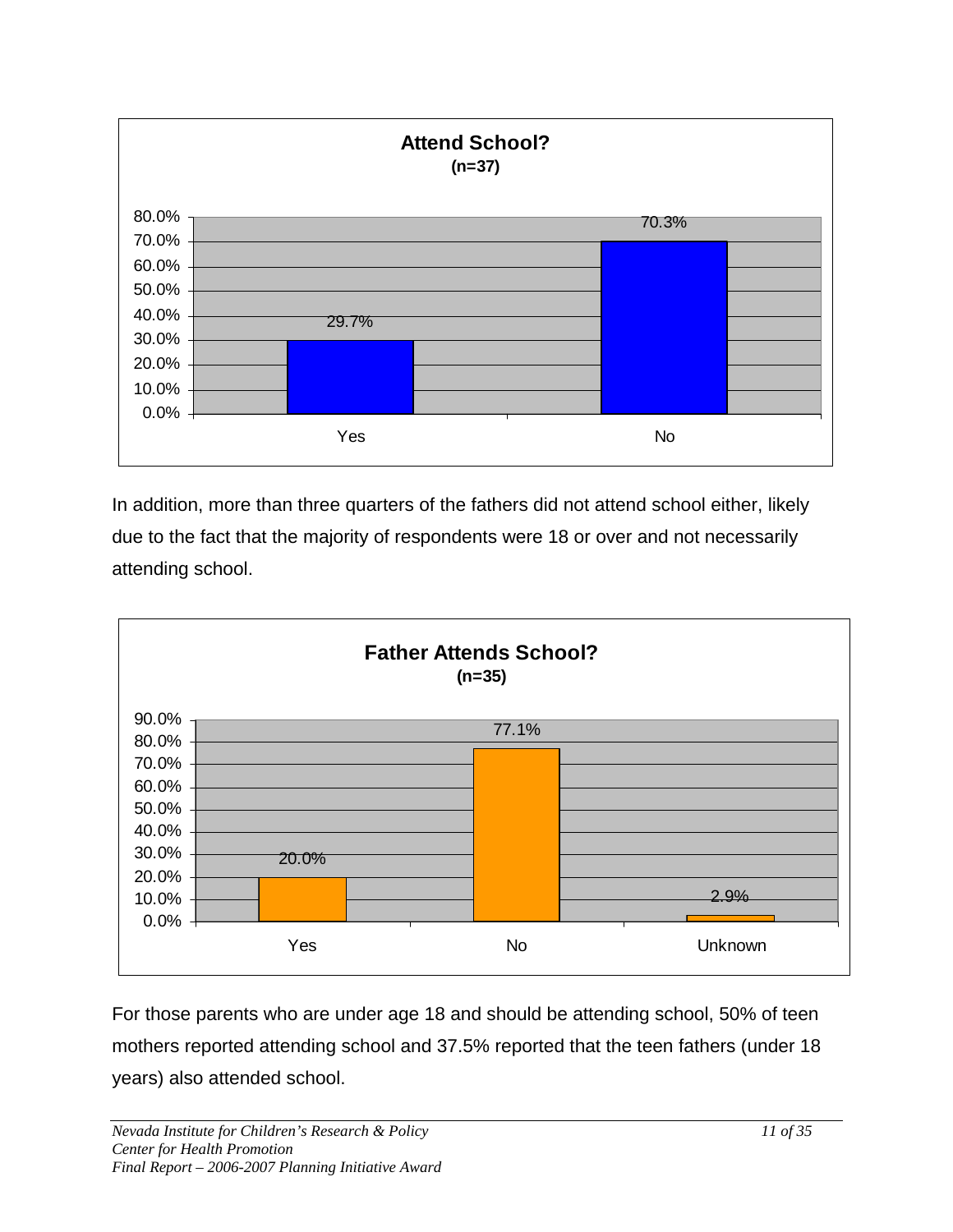**Attend School?**
**(n=37)**

| | Yes | No |
|---|---|---|
| Percent | 29.7% | 70.3% |

In addition, more than three quarters of the fathers did not attend school either, likely due to the fact that the majority of respondents were 18 or over and not necessarily attending school.

**Father Attends School?**
**(n=35)**

| | Yes | No | Unknown |
|---|---|---|---|
| Percent | 20.0% | 77.1% | 2.9% |

For those parents who are under age 18 and should be attending school, 50% of teen mothers reported attending school and 37.5% reported that the teen fathers (under 18 years) also attended school.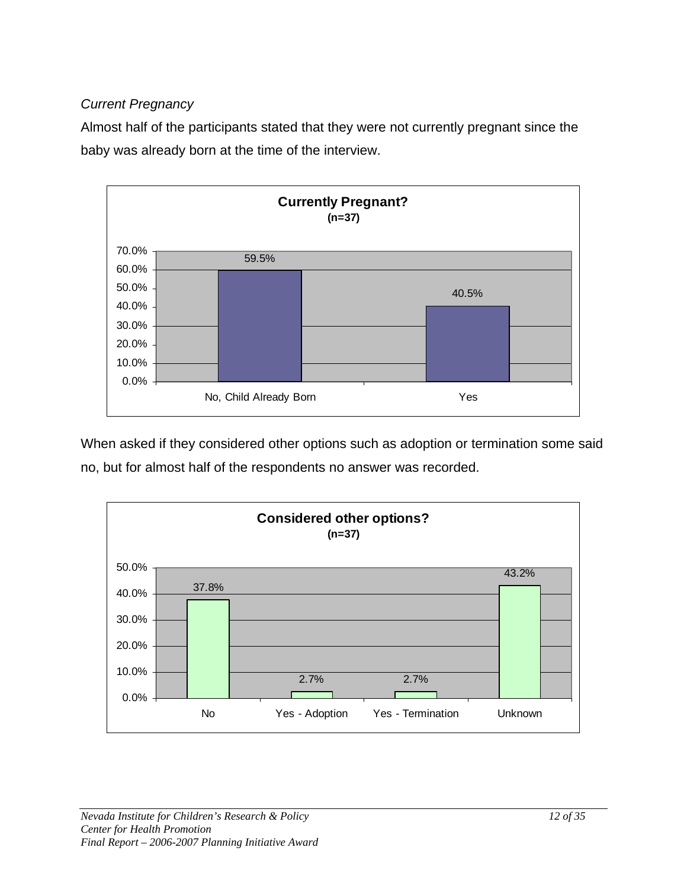*Current Pregnancy*

Almost half of the participants stated that they were not currently pregnant since the baby was already born at the time of the interview.

**Currently Pregnant?**
**(n=37)**

| Response | Percent |
| --- | --- |
| No, Child Already Born | 59.5% |
| Yes | 40.5% |

When asked if they considered other options such as adoption or termination some said no, but for almost half of the respondents no answer was recorded.

**Considered other options?**
**(n=37)**

| Response | Percent |
| --- | --- |
| No | 37.8% |
| Yes - Adoption | 2.7% |
| Yes - Termination | 2.7% |
| Unknown | 43.2% |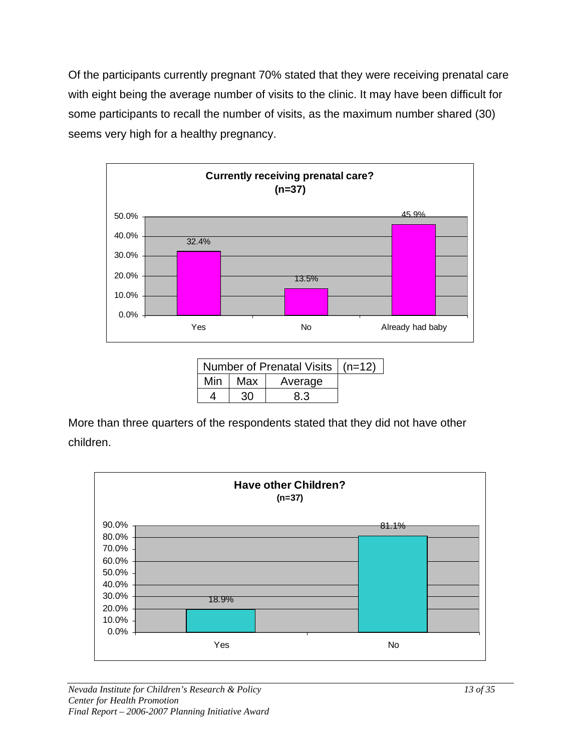Of the participants currently pregnant 70% stated that they were receiving prenatal care with eight being the average number of visits to the clinic. It may have been difficult for some participants to recall the number of visits, as the maximum number shared (30) seems very high for a healthy pregnancy.

**Currently receiving prenatal care?**
**(n=37)**

| Response | Percent |
|---|---|
| Yes | 32.4% |
| No | 13.5% |
| Already had baby | 45.9% |

| Number of Prenatal Visits | | | (n=12) |
|---|---|---|---|
| Min | Max | Average | |
| 4 | 30 | 8.3 | |

More than three quarters of the respondents stated that they did not have other children.

**Have other Children?**
**(n=37)**

| Response | Percent |
|---|---|
| Yes | 18.9% |
| No | 81.1% |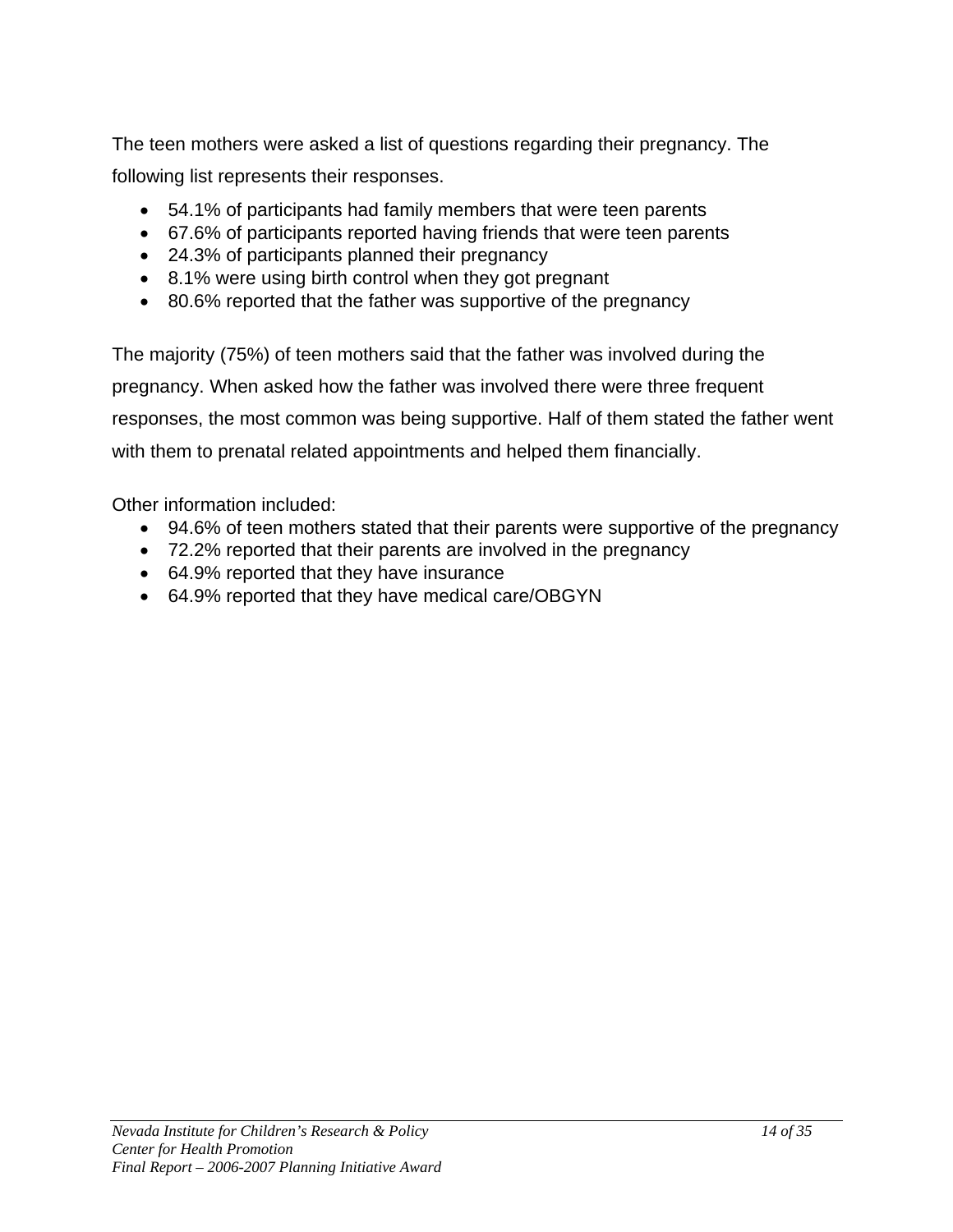The teen mothers were asked a list of questions regarding their pregnancy. The following list represents their responses.

- 54.1% of participants had family members that were teen parents
- 67.6% of participants reported having friends that were teen parents
- 24.3% of participants planned their pregnancy
- 8.1% were using birth control when they got pregnant
- 80.6% reported that the father was supportive of the pregnancy

The majority (75%) of teen mothers said that the father was involved during the pregnancy. When asked how the father was involved there were three frequent responses, the most common was being supportive. Half of them stated the father went with them to prenatal related appointments and helped them financially.

Other information included:

- 94.6% of teen mothers stated that their parents were supportive of the pregnancy
- 72.2% reported that their parents are involved in the pregnancy
- 64.9% reported that they have insurance
- 64.9% reported that they have medical care/OBGYN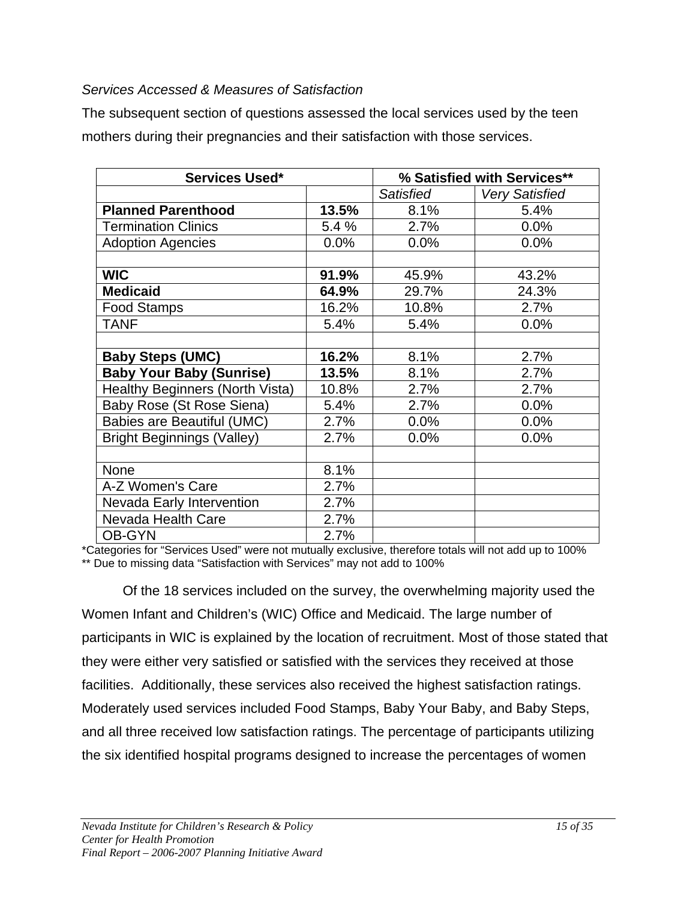*Services Accessed & Measures of Satisfaction*

The subsequent section of questions assessed the local services used by the teen mothers during their pregnancies and their satisfaction with those services.

| Services Used* | | % Satisfied with Services** | |
|---|---|---|---|
| | | *Satisfied* | *Very Satisfied* |
| **Planned Parenthood** | **13.5%** | 8.1% | 5.4% |
| Termination Clinics | 5.4 % | 2.7% | 0.0% |
| Adoption Agencies | 0.0% | 0.0% | 0.0% |
| | | | |
| **WIC** | **91.9%** | 45.9% | 43.2% |
| **Medicaid** | **64.9%** | 29.7% | 24.3% |
| Food Stamps | 16.2% | 10.8% | 2.7% |
| TANF | 5.4% | 5.4% | 0.0% |
| | | | |
| **Baby Steps (UMC)** | **16.2%** | 8.1% | 2.7% |
| **Baby Your Baby (Sunrise)** | **13.5%** | 8.1% | 2.7% |
| Healthy Beginners (North Vista) | 10.8% | 2.7% | 2.7% |
| Baby Rose (St Rose Siena) | 5.4% | 2.7% | 0.0% |
| Babies are Beautiful (UMC) | 2.7% | 0.0% | 0.0% |
| Bright Beginnings (Valley) | 2.7% | 0.0% | 0.0% |
| | | | |
| None | 8.1% | | |
| A-Z Women's Care | 2.7% | | |
| Nevada Early Intervention | 2.7% | | |
| Nevada Health Care | 2.7% | | |
| OB-GYN | 2.7% | | |

*Categories for "Services Used" were not mutually exclusive, therefore totals will not add up to 100%
** Due to missing data "Satisfaction with Services" may not add to 100%

Of the 18 services included on the survey, the overwhelming majority used the Women Infant and Children's (WIC) Office and Medicaid. The large number of participants in WIC is explained by the location of recruitment. Most of those stated that they were either very satisfied or satisfied with the services they received at those facilities. Additionally, these services also received the highest satisfaction ratings. Moderately used services included Food Stamps, Baby Your Baby, and Baby Steps, and all three received low satisfaction ratings. The percentage of participants utilizing the six identified hospital programs designed to increase the percentages of women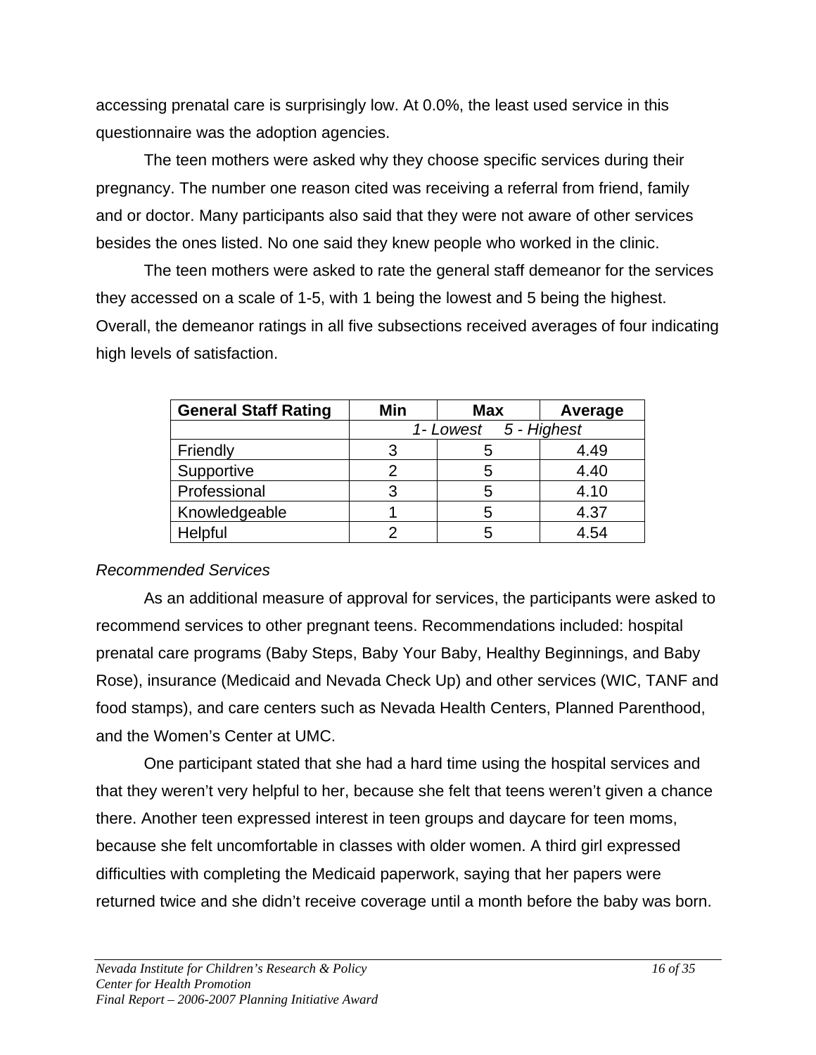accessing prenatal care is surprisingly low. At 0.0%, the least used service in this questionnaire was the adoption agencies.

The teen mothers were asked why they choose specific services during their pregnancy. The number one reason cited was receiving a referral from friend, family and or doctor. Many participants also said that they were not aware of other services besides the ones listed. No one said they knew people who worked in the clinic.

The teen mothers were asked to rate the general staff demeanor for the services they accessed on a scale of 1-5, with 1 being the lowest and 5 being the highest. Overall, the demeanor ratings in all five subsections received averages of four indicating high levels of satisfaction.

| General Staff Rating | Min | Max | Average |
|---|---|---|---|
| | *1- Lowest 5 - Highest* | | |
| Friendly | 3 | 5 | 4.49 |
| Supportive | 2 | 5 | 4.40 |
| Professional | 3 | 5 | 4.10 |
| Knowledgeable | 1 | 5 | 4.37 |
| Helpful | 2 | 5 | 4.54 |

*Recommended Services*

As an additional measure of approval for services, the participants were asked to recommend services to other pregnant teens. Recommendations included: hospital prenatal care programs (Baby Steps, Baby Your Baby, Healthy Beginnings, and Baby Rose), insurance (Medicaid and Nevada Check Up) and other services (WIC, TANF and food stamps), and care centers such as Nevada Health Centers, Planned Parenthood, and the Women's Center at UMC.

One participant stated that she had a hard time using the hospital services and that they weren't very helpful to her, because she felt that teens weren't given a chance there. Another teen expressed interest in teen groups and daycare for teen moms, because she felt uncomfortable in classes with older women. A third girl expressed difficulties with completing the Medicaid paperwork, saying that her papers were returned twice and she didn't receive coverage until a month before the baby was born.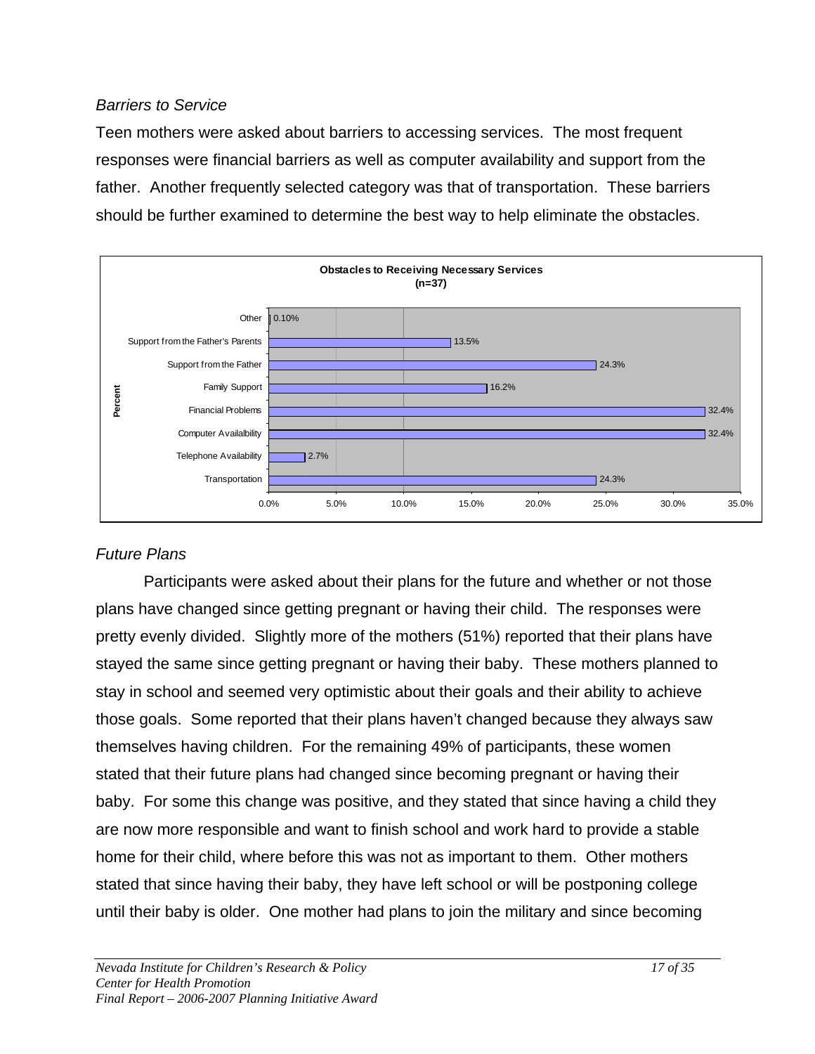*Barriers to Service*

Teen mothers were asked about barriers to accessing services. The most frequent responses were financial barriers as well as computer availability and support from the father. Another frequently selected category was that of transportation. These barriers should be further examined to determine the best way to help eliminate the obstacles.

**Obstacles to Receiving Necessary Services (n=37)**

| Obstacle | Percent |
|---|---|
| Other | 0.10% |
| Support from the Father's Parents | 13.5% |
| Support from the Father | 24.3% |
| Family Support | 16.2% |
| Financial Problems | 32.4% |
| Computer Availability | 32.4% |
| Telephone Availability | 2.7% |
| Transportation | 24.3% |

*Future Plans*

Participants were asked about their plans for the future and whether or not those plans have changed since getting pregnant or having their child. The responses were pretty evenly divided. Slightly more of the mothers (51%) reported that their plans have stayed the same since getting pregnant or having their baby. These mothers planned to stay in school and seemed very optimistic about their goals and their ability to achieve those goals. Some reported that their plans haven't changed because they always saw themselves having children. For the remaining 49% of participants, these women stated that their future plans had changed since becoming pregnant or having their baby. For some this change was positive, and they stated that since having a child they are now more responsible and want to finish school and work hard to provide a stable home for their child, where before this was not as important to them. Other mothers stated that since having their baby, they have left school or will be postponing college until their baby is older. One mother had plans to join the military and since becoming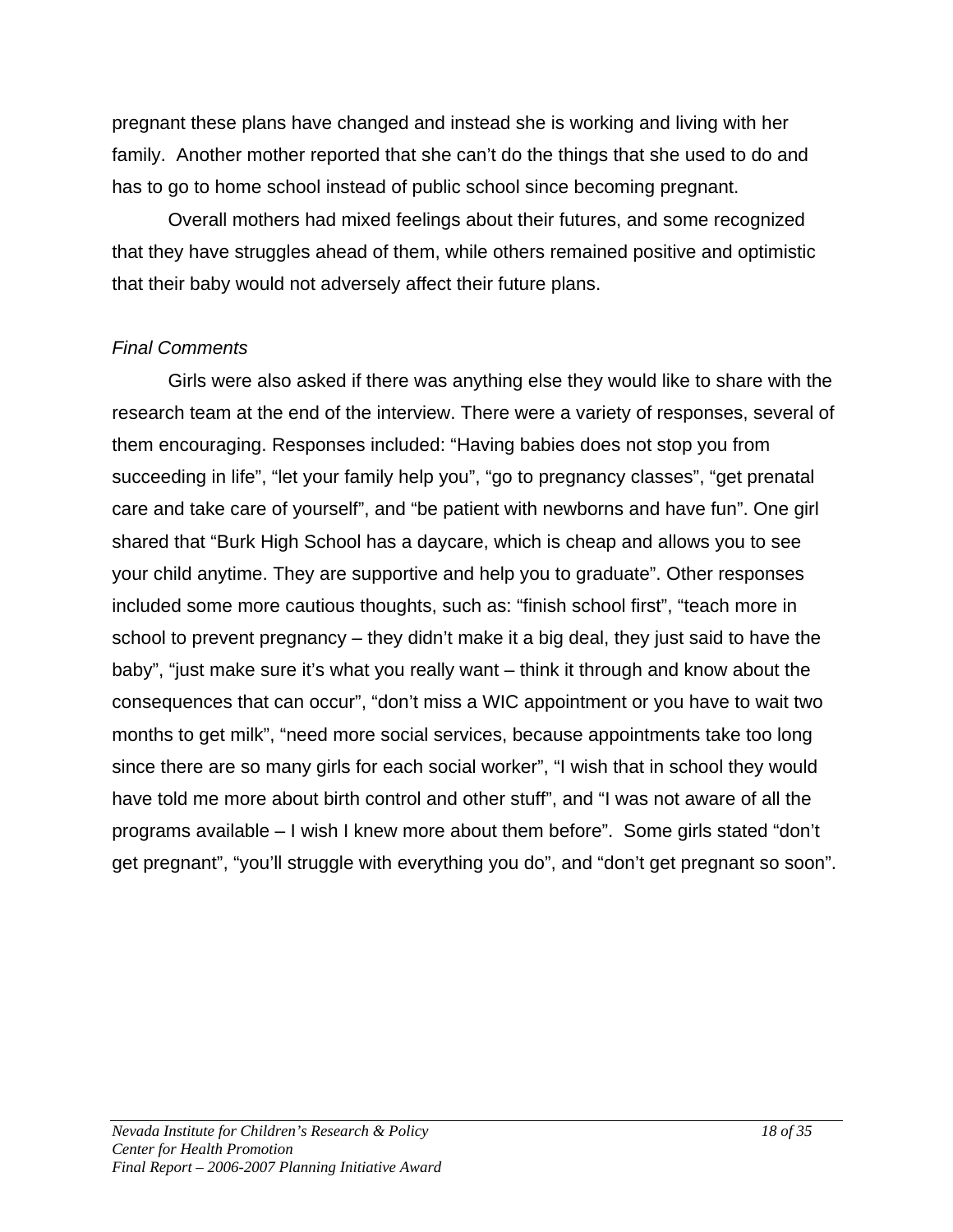pregnant these plans have changed and instead she is working and living with her family. Another mother reported that she can't do the things that she used to do and has to go to home school instead of public school since becoming pregnant.

Overall mothers had mixed feelings about their futures, and some recognized that they have struggles ahead of them, while others remained positive and optimistic that their baby would not adversely affect their future plans.

*Final Comments*

Girls were also asked if there was anything else they would like to share with the research team at the end of the interview. There were a variety of responses, several of them encouraging. Responses included: "Having babies does not stop you from succeeding in life", "let your family help you", "go to pregnancy classes", "get prenatal care and take care of yourself", and "be patient with newborns and have fun". One girl shared that "Burk High School has a daycare, which is cheap and allows you to see your child anytime. They are supportive and help you to graduate". Other responses included some more cautious thoughts, such as: "finish school first", "teach more in school to prevent pregnancy – they didn't make it a big deal, they just said to have the baby", "just make sure it's what you really want – think it through and know about the consequences that can occur", "don't miss a WIC appointment or you have to wait two months to get milk", "need more social services, because appointments take too long since there are so many girls for each social worker", "I wish that in school they would have told me more about birth control and other stuff", and "I was not aware of all the programs available – I wish I knew more about them before". Some girls stated "don't get pregnant", "you'll struggle with everything you do", and "don't get pregnant so soon".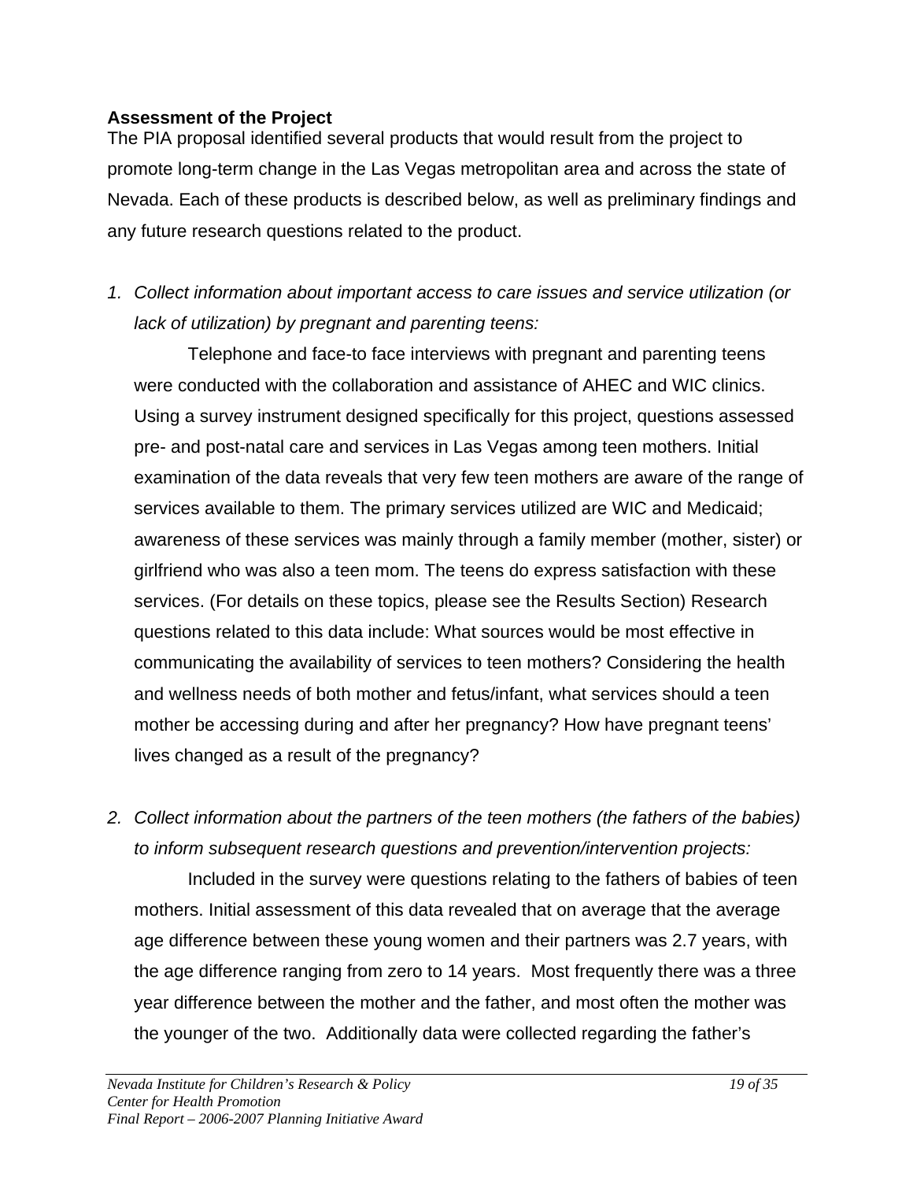**Assessment of the Project**

The PIA proposal identified several products that would result from the project to promote long-term change in the Las Vegas metropolitan area and across the state of Nevada. Each of these products is described below, as well as preliminary findings and any future research questions related to the product.

1. *Collect information about important access to care issues and service utilization (or lack of utilization) by pregnant and parenting teens:*

   Telephone and face-to face interviews with pregnant and parenting teens were conducted with the collaboration and assistance of AHEC and WIC clinics. Using a survey instrument designed specifically for this project, questions assessed pre- and post-natal care and services in Las Vegas among teen mothers. Initial examination of the data reveals that very few teen mothers are aware of the range of services available to them. The primary services utilized are WIC and Medicaid; awareness of these services was mainly through a family member (mother, sister) or girlfriend who was also a teen mom. The teens do express satisfaction with these services. (For details on these topics, please see the Results Section) Research questions related to this data include: What sources would be most effective in communicating the availability of services to teen mothers? Considering the health and wellness needs of both mother and fetus/infant, what services should a teen mother be accessing during and after her pregnancy? How have pregnant teens' lives changed as a result of the pregnancy?

2. *Collect information about the partners of the teen mothers (the fathers of the babies) to inform subsequent research questions and prevention/intervention projects:*

   Included in the survey were questions relating to the fathers of babies of teen mothers. Initial assessment of this data revealed that on average that the average age difference between these young women and their partners was 2.7 years, with the age difference ranging from zero to 14 years. Most frequently there was a three year difference between the mother and the father, and most often the mother was the younger of the two. Additionally data were collected regarding the father's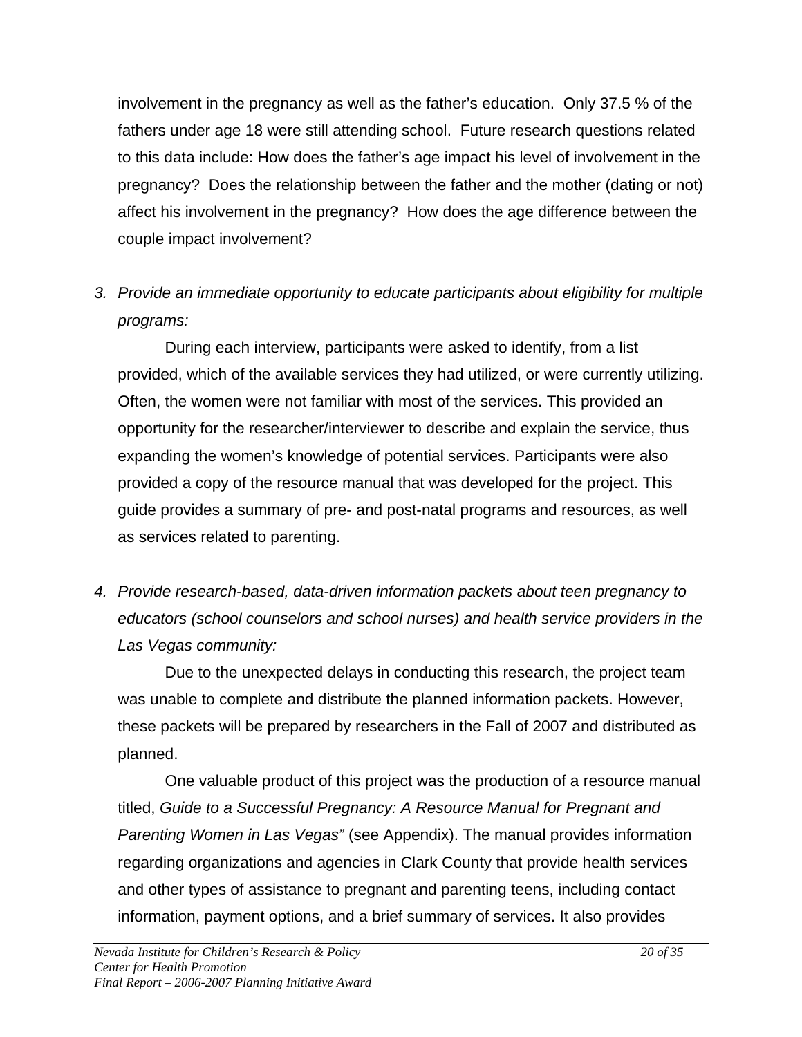involvement in the pregnancy as well as the father's education. Only 37.5 % of the fathers under age 18 were still attending school. Future research questions related to this data include: How does the father's age impact his level of involvement in the pregnancy? Does the relationship between the father and the mother (dating or not) affect his involvement in the pregnancy? How does the age difference between the couple impact involvement?

3. *Provide an immediate opportunity to educate participants about eligibility for multiple programs:*

   During each interview, participants were asked to identify, from a list provided, which of the available services they had utilized, or were currently utilizing. Often, the women were not familiar with most of the services. This provided an opportunity for the researcher/interviewer to describe and explain the service, thus expanding the women's knowledge of potential services. Participants were also provided a copy of the resource manual that was developed for the project. This guide provides a summary of pre- and post-natal programs and resources, as well as services related to parenting.

4. *Provide research-based, data-driven information packets about teen pregnancy to educators (school counselors and school nurses) and health service providers in the Las Vegas community:*

   Due to the unexpected delays in conducting this research, the project team was unable to complete and distribute the planned information packets. However, these packets will be prepared by researchers in the Fall of 2007 and distributed as planned.

   One valuable product of this project was the production of a resource manual titled, *Guide to a Successful Pregnancy: A Resource Manual for Pregnant and Parenting Women in Las Vegas"* (see Appendix). The manual provides information regarding organizations and agencies in Clark County that provide health services and other types of assistance to pregnant and parenting teens, including contact information, payment options, and a brief summary of services. It also provides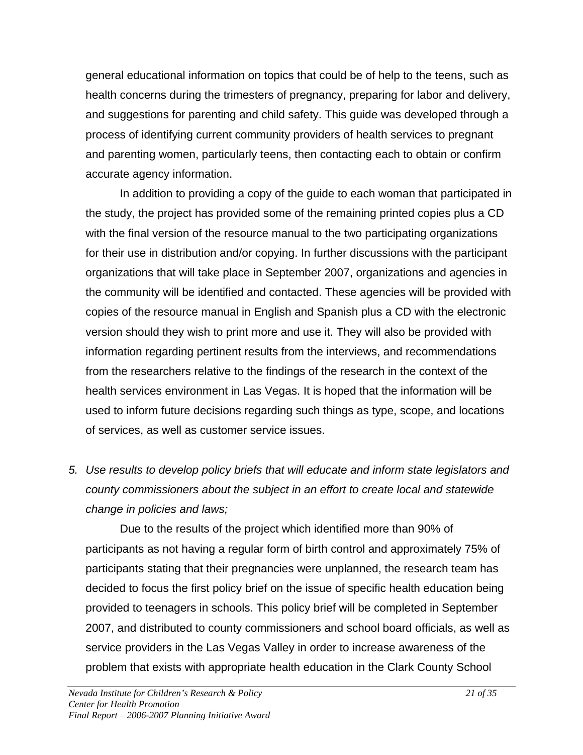general educational information on topics that could be of help to the teens, such as health concerns during the trimesters of pregnancy, preparing for labor and delivery, and suggestions for parenting and child safety. This guide was developed through a process of identifying current community providers of health services to pregnant and parenting women, particularly teens, then contacting each to obtain or confirm accurate agency information.

In addition to providing a copy of the guide to each woman that participated in the study, the project has provided some of the remaining printed copies plus a CD with the final version of the resource manual to the two participating organizations for their use in distribution and/or copying. In further discussions with the participant organizations that will take place in September 2007, organizations and agencies in the community will be identified and contacted. These agencies will be provided with copies of the resource manual in English and Spanish plus a CD with the electronic version should they wish to print more and use it. They will also be provided with information regarding pertinent results from the interviews, and recommendations from the researchers relative to the findings of the research in the context of the health services environment in Las Vegas. It is hoped that the information will be used to inform future decisions regarding such things as type, scope, and locations of services, as well as customer service issues.

5. *Use results to develop policy briefs that will educate and inform state legislators and county commissioners about the subject in an effort to create local and statewide change in policies and laws;*

Due to the results of the project which identified more than 90% of participants as not having a regular form of birth control and approximately 75% of participants stating that their pregnancies were unplanned, the research team has decided to focus the first policy brief on the issue of specific health education being provided to teenagers in schools. This policy brief will be completed in September 2007, and distributed to county commissioners and school board officials, as well as service providers in the Las Vegas Valley in order to increase awareness of the problem that exists with appropriate health education in the Clark County School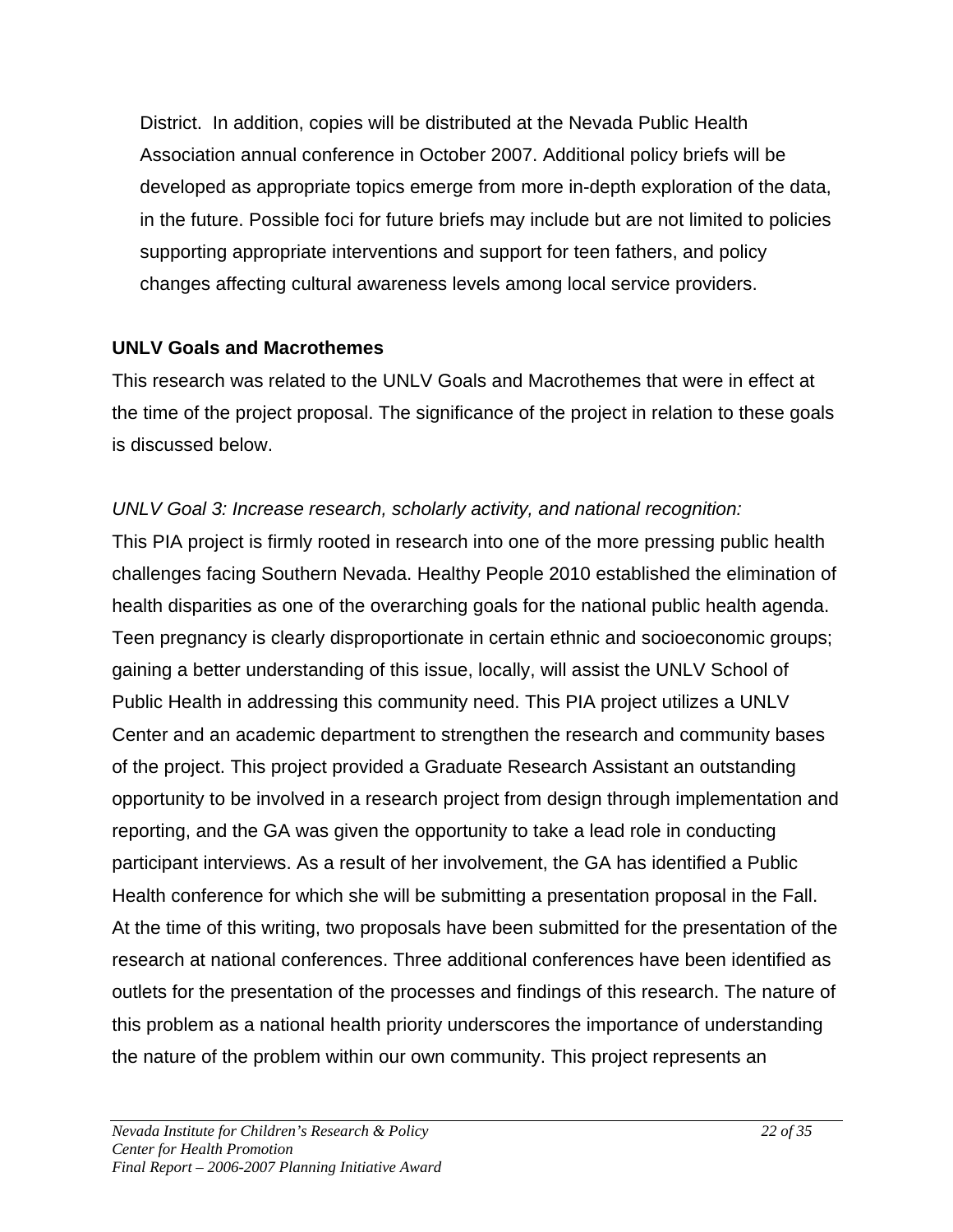District. In addition, copies will be distributed at the Nevada Public Health Association annual conference in October 2007. Additional policy briefs will be developed as appropriate topics emerge from more in-depth exploration of the data, in the future. Possible foci for future briefs may include but are not limited to policies supporting appropriate interventions and support for teen fathers, and policy changes affecting cultural awareness levels among local service providers.

**UNLV Goals and Macrothemes**

This research was related to the UNLV Goals and Macrothemes that were in effect at the time of the project proposal. The significance of the project in relation to these goals is discussed below.

*UNLV Goal 3: Increase research, scholarly activity, and national recognition:*

This PIA project is firmly rooted in research into one of the more pressing public health challenges facing Southern Nevada. Healthy People 2010 established the elimination of health disparities as one of the overarching goals for the national public health agenda. Teen pregnancy is clearly disproportionate in certain ethnic and socioeconomic groups; gaining a better understanding of this issue, locally, will assist the UNLV School of Public Health in addressing this community need. This PIA project utilizes a UNLV Center and an academic department to strengthen the research and community bases of the project. This project provided a Graduate Research Assistant an outstanding opportunity to be involved in a research project from design through implementation and reporting, and the GA was given the opportunity to take a lead role in conducting participant interviews. As a result of her involvement, the GA has identified a Public Health conference for which she will be submitting a presentation proposal in the Fall. At the time of this writing, two proposals have been submitted for the presentation of the research at national conferences. Three additional conferences have been identified as outlets for the presentation of the processes and findings of this research. The nature of this problem as a national health priority underscores the importance of understanding the nature of the problem within our own community. This project represents an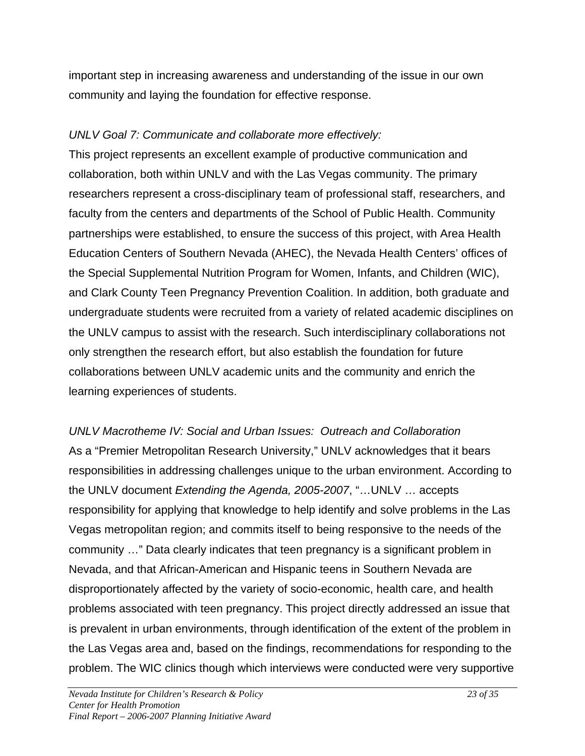important step in increasing awareness and understanding of the issue in our own community and laying the foundation for effective response.

*UNLV Goal 7: Communicate and collaborate more effectively:*

This project represents an excellent example of productive communication and collaboration, both within UNLV and with the Las Vegas community. The primary researchers represent a cross-disciplinary team of professional staff, researchers, and faculty from the centers and departments of the School of Public Health. Community partnerships were established, to ensure the success of this project, with Area Health Education Centers of Southern Nevada (AHEC), the Nevada Health Centers' offices of the Special Supplemental Nutrition Program for Women, Infants, and Children (WIC), and Clark County Teen Pregnancy Prevention Coalition. In addition, both graduate and undergraduate students were recruited from a variety of related academic disciplines on the UNLV campus to assist with the research. Such interdisciplinary collaborations not only strengthen the research effort, but also establish the foundation for future collaborations between UNLV academic units and the community and enrich the learning experiences of students.

*UNLV Macrotheme IV: Social and Urban Issues: Outreach and Collaboration*

As a "Premier Metropolitan Research University," UNLV acknowledges that it bears responsibilities in addressing challenges unique to the urban environment. According to the UNLV document *Extending the Agenda, 2005-2007*, "…UNLV … accepts responsibility for applying that knowledge to help identify and solve problems in the Las Vegas metropolitan region; and commits itself to being responsive to the needs of the community …" Data clearly indicates that teen pregnancy is a significant problem in Nevada, and that African-American and Hispanic teens in Southern Nevada are disproportionately affected by the variety of socio-economic, health care, and health problems associated with teen pregnancy. This project directly addressed an issue that is prevalent in urban environments, through identification of the extent of the problem in the Las Vegas area and, based on the findings, recommendations for responding to the problem. The WIC clinics though which interviews were conducted were very supportive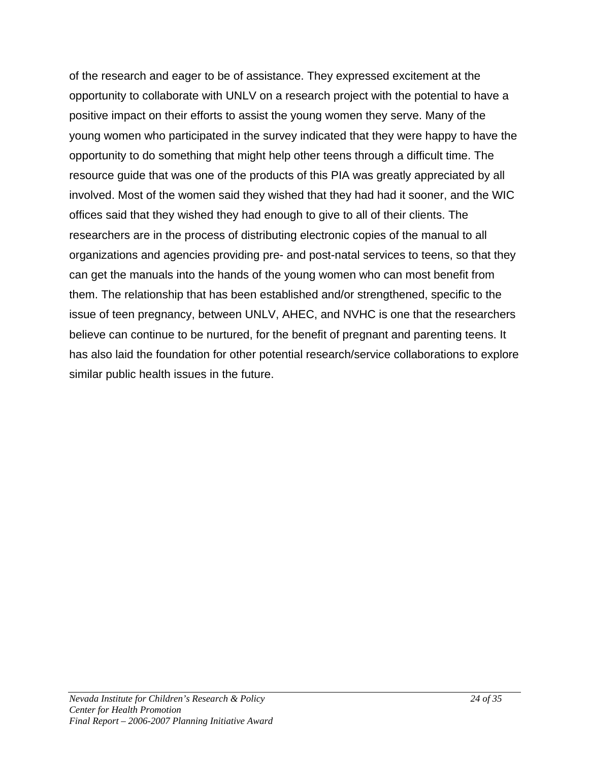of the research and eager to be of assistance. They expressed excitement at the opportunity to collaborate with UNLV on a research project with the potential to have a positive impact on their efforts to assist the young women they serve. Many of the young women who participated in the survey indicated that they were happy to have the opportunity to do something that might help other teens through a difficult time. The resource guide that was one of the products of this PIA was greatly appreciated by all involved. Most of the women said they wished that they had had it sooner, and the WIC offices said that they wished they had enough to give to all of their clients. The researchers are in the process of distributing electronic copies of the manual to all organizations and agencies providing pre- and post-natal services to teens, so that they can get the manuals into the hands of the young women who can most benefit from them. The relationship that has been established and/or strengthened, specific to the issue of teen pregnancy, between UNLV, AHEC, and NVHC is one that the researchers believe can continue to be nurtured, for the benefit of pregnant and parenting teens. It has also laid the foundation for other potential research/service collaborations to explore similar public health issues in the future.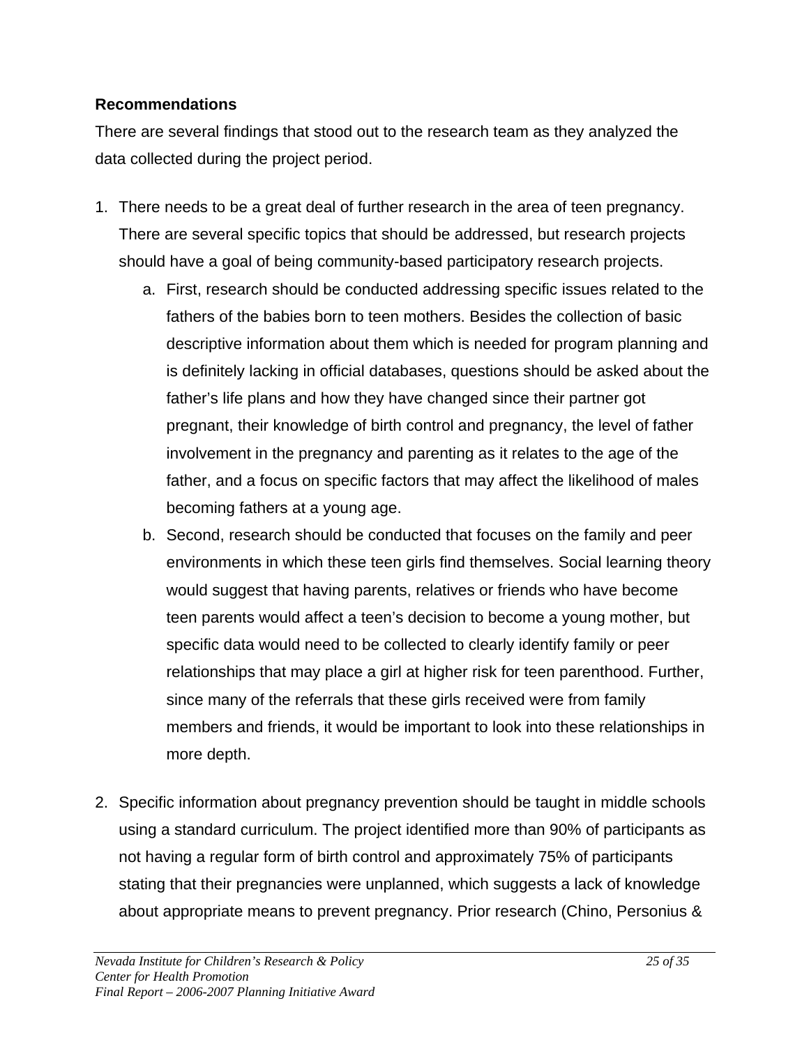**Recommendations**

There are several findings that stood out to the research team as they analyzed the data collected during the project period.

1. There needs to be a great deal of further research in the area of teen pregnancy. There are several specific topics that should be addressed, but research projects should have a goal of being community-based participatory research projects.
    a. First, research should be conducted addressing specific issues related to the fathers of the babies born to teen mothers. Besides the collection of basic descriptive information about them which is needed for program planning and is definitely lacking in official databases, questions should be asked about the father's life plans and how they have changed since their partner got pregnant, their knowledge of birth control and pregnancy, the level of father involvement in the pregnancy and parenting as it relates to the age of the father, and a focus on specific factors that may affect the likelihood of males becoming fathers at a young age.
    b. Second, research should be conducted that focuses on the family and peer environments in which these teen girls find themselves. Social learning theory would suggest that having parents, relatives or friends who have become teen parents would affect a teen's decision to become a young mother, but specific data would need to be collected to clearly identify family or peer relationships that may place a girl at higher risk for teen parenthood. Further, since many of the referrals that these girls received were from family members and friends, it would be important to look into these relationships in more depth.

2. Specific information about pregnancy prevention should be taught in middle schools using a standard curriculum. The project identified more than 90% of participants as not having a regular form of birth control and approximately 75% of participants stating that their pregnancies were unplanned, which suggests a lack of knowledge about appropriate means to prevent pregnancy. Prior research (Chino, Personius &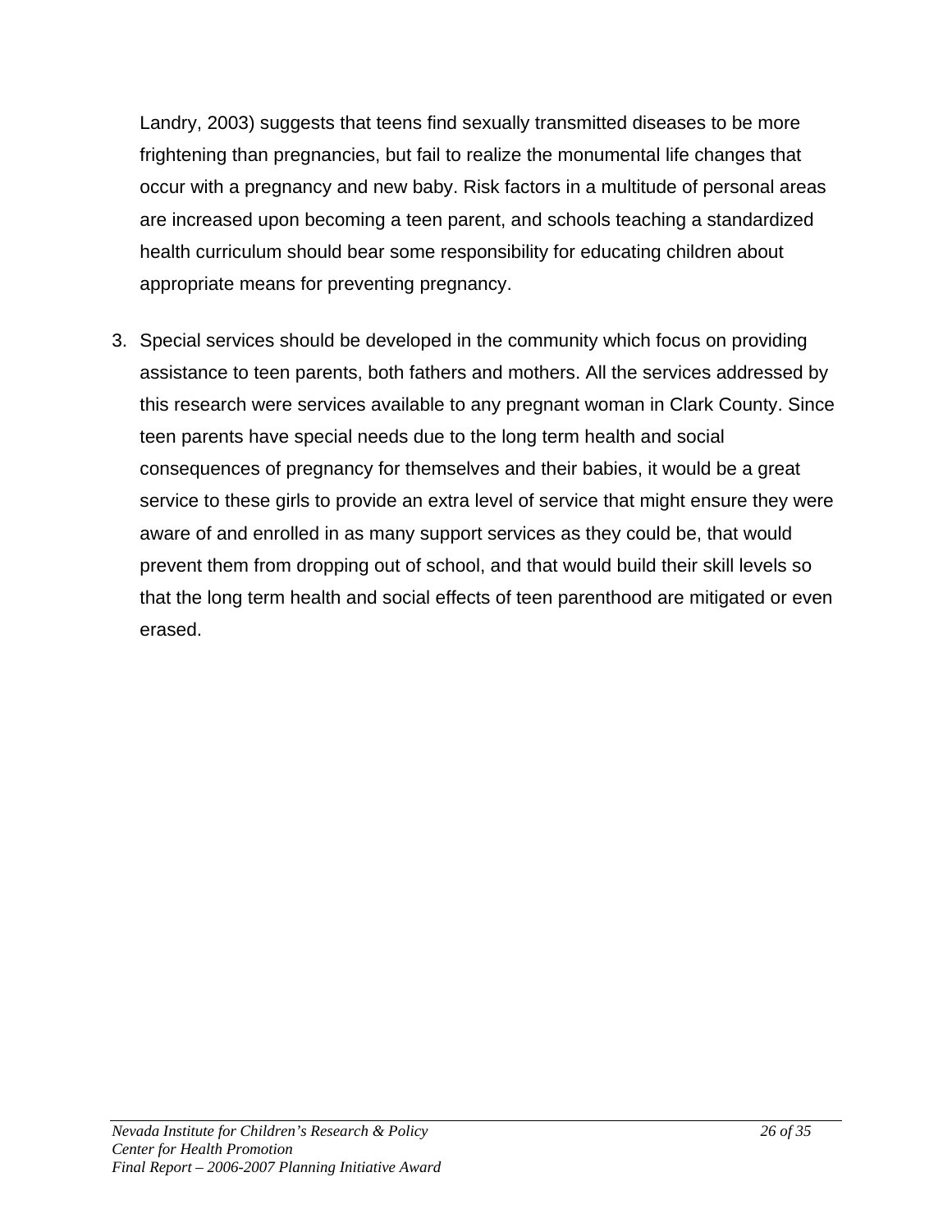Landry, 2003) suggests that teens find sexually transmitted diseases to be more frightening than pregnancies, but fail to realize the monumental life changes that occur with a pregnancy and new baby. Risk factors in a multitude of personal areas are increased upon becoming a teen parent, and schools teaching a standardized health curriculum should bear some responsibility for educating children about appropriate means for preventing pregnancy.

3. Special services should be developed in the community which focus on providing assistance to teen parents, both fathers and mothers. All the services addressed by this research were services available to any pregnant woman in Clark County. Since teen parents have special needs due to the long term health and social consequences of pregnancy for themselves and their babies, it would be a great service to these girls to provide an extra level of service that might ensure they were aware of and enrolled in as many support services as they could be, that would prevent them from dropping out of school, and that would build their skill levels so that the long term health and social effects of teen parenthood are mitigated or even erased.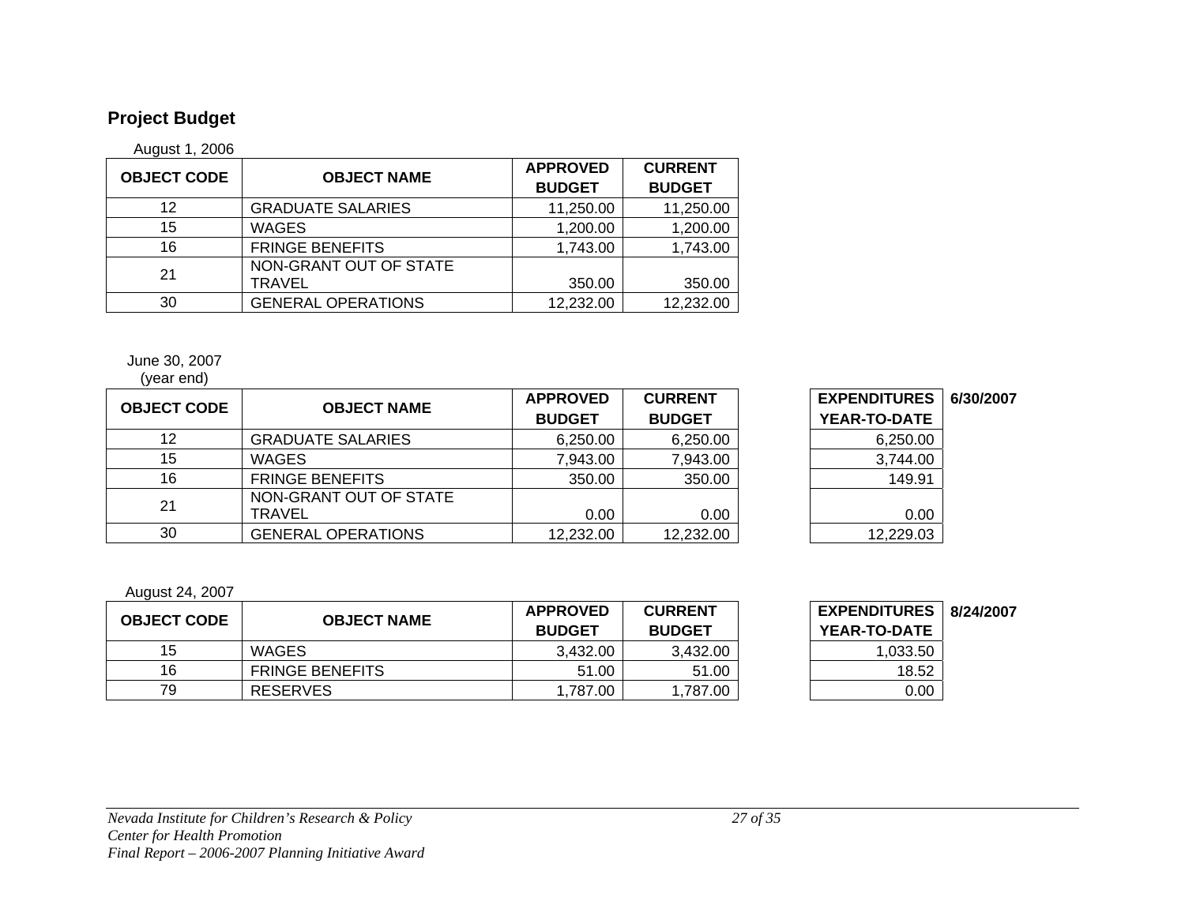## Project Budget

August 1, 2006

| OBJECT CODE | OBJECT NAME | APPROVED BUDGET | CURRENT BUDGET |
|---|---|---|---|
| 12 | GRADUATE SALARIES | 11,250.00 | 11,250.00 |
| 15 | WAGES | 1,200.00 | 1,200.00 |
| 16 | FRINGE BENEFITS | 1,743.00 | 1,743.00 |
| 21 | NON-GRANT OUT OF STATE TRAVEL | 350.00 | 350.00 |
| 30 | GENERAL OPERATIONS | 12,232.00 | 12,232.00 |

June 30, 2007
(year end)

| OBJECT CODE | OBJECT NAME | APPROVED BUDGET | CURRENT BUDGET | EXPENDITURES YEAR-TO-DATE 6/30/2007 |
|---|---|---|---|---|
| 12 | GRADUATE SALARIES | 6,250.00 | 6,250.00 | 6,250.00 |
| 15 | WAGES | 7,943.00 | 7,943.00 | 3,744.00 |
| 16 | FRINGE BENEFITS | 350.00 | 350.00 | 149.91 |
| 21 | NON-GRANT OUT OF STATE TRAVEL | 0.00 | 0.00 | 0.00 |
| 30 | GENERAL OPERATIONS | 12,232.00 | 12,232.00 | 12,229.03 |

August 24, 2007

| OBJECT CODE | OBJECT NAME | APPROVED BUDGET | CURRENT BUDGET | EXPENDITURES YEAR-TO-DATE 8/24/2007 |
|---|---|---|---|---|
| 15 | WAGES | 3,432.00 | 3,432.00 | 1,033.50 |
| 16 | FRINGE BENEFITS | 51.00 | 51.00 | 18.52 |
| 79 | RESERVES | 1,787.00 | 1,787.00 | 0.00 |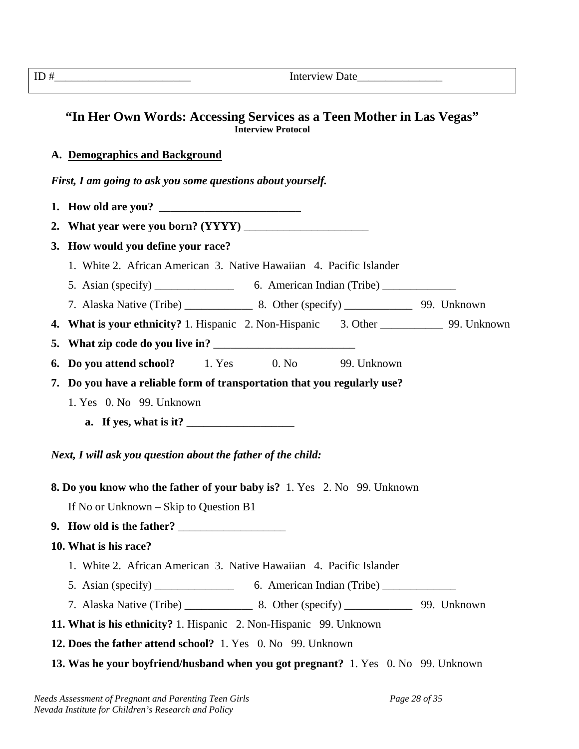ID #________________________ Interview Date_______________

## "In Her Own Words: Accessing Services as a Teen Mother in Las Vegas"

**Interview Protocol**

### A. Demographics and Background

***First, I am going to ask you some questions about yourself.***

1. **How old are you?** _________________________
2. **What year were you born? (YYYY)** ______________________
3. **How would you define your race?**

   1. White 2. African American 3. Native Hawaiian 4. Pacific Islander

   5. Asian (specify) ______________ 6. American Indian (Tribe) _____________

   7. Alaska Native (Tribe) ____________ 8. Other (specify) ____________ 99. Unknown
4. **What is your ethnicity?** 1. Hispanic 2. Non-Hispanic 3. Other ___________ 99. Unknown
5. **What zip code do you live in?** ________________________
6. **Do you attend school?** 1. Yes 0. No 99. Unknown
7. **Do you have a reliable form of transportation that you regularly use?**

   1. Yes 0. No 99. Unknown

   a. **If yes, what is it?** ___________________

***Next, I will ask you question about the father of the child:***

**8. Do you know who the father of your baby is?** 1. Yes 2. No 99. Unknown

If No or Unknown – Skip to Question B1

**9. How old is the father?** ___________________

**10. What is his race?**

1. White 2. African American 3. Native Hawaiian 4. Pacific Islander

5. Asian (specify) ______________ 6. American Indian (Tribe) _____________

7. Alaska Native (Tribe) ____________ 8. Other (specify) ____________ 99. Unknown

**11. What is his ethnicity?** 1. Hispanic 2. Non-Hispanic 99. Unknown

**12. Does the father attend school?** 1. Yes 0. No 99. Unknown

**13. Was he your boyfriend/husband when you got pregnant?** 1. Yes 0. No 99. Unknown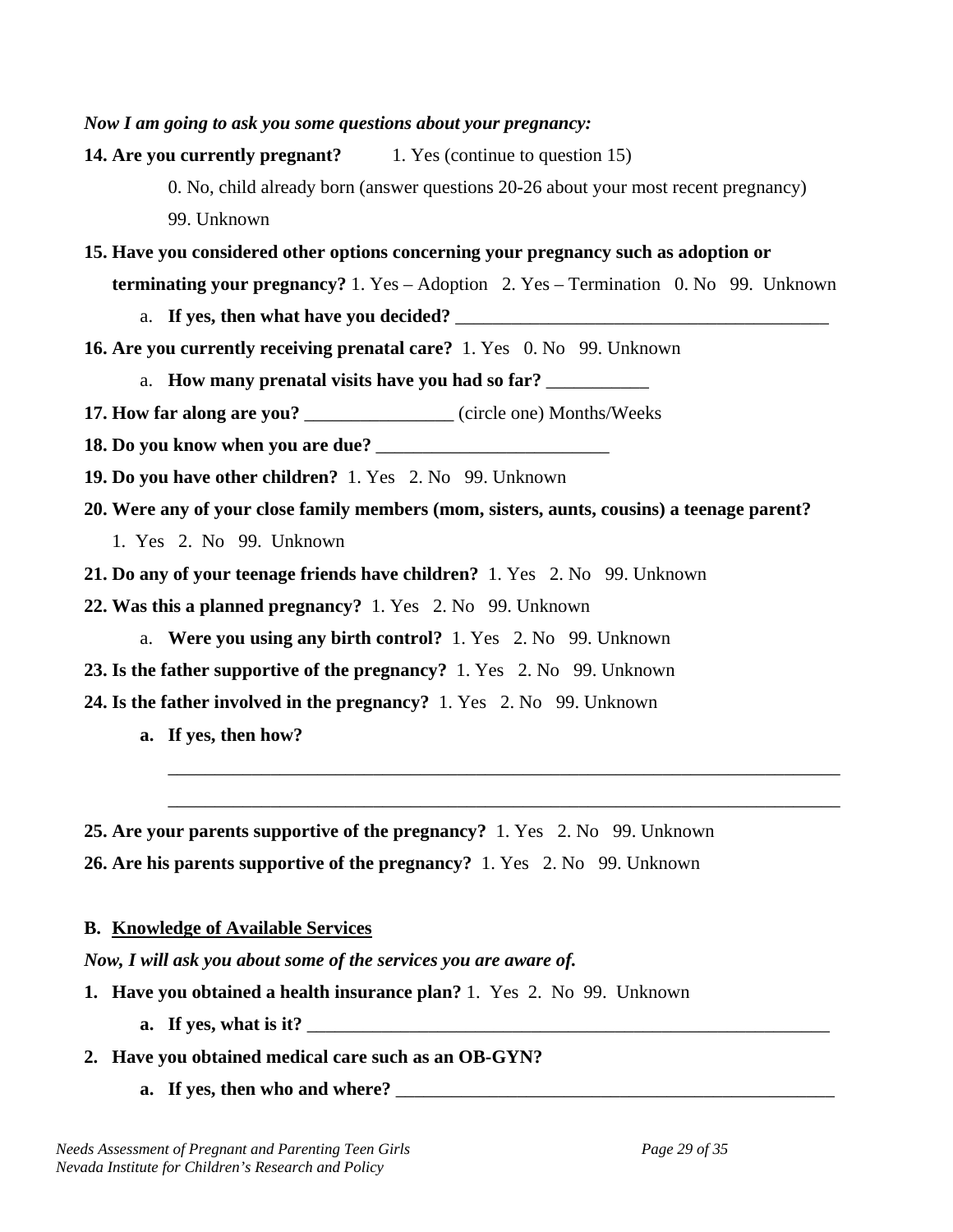*Now I am going to ask you some questions about your pregnancy:*

**14. Are you currently pregnant?** 1. Yes (continue to question 15)

0. No, child already born (answer questions 20-26 about your most recent pregnancy)

99. Unknown

**15. Have you considered other options concerning your pregnancy such as adoption or terminating your pregnancy?** 1. Yes – Adoption 2. Yes – Termination 0. No 99. Unknown

a. **If yes, then what have you decided?** ________________________________________

**16. Are you currently receiving prenatal care?** 1. Yes 0. No 99. Unknown

a. **How many prenatal visits have you had so far?** ___________

**17. How far along are you?** ________________ (circle one) Months/Weeks

**18. Do you know when you are due?** _________________________

**19. Do you have other children?** 1. Yes 2. No 99. Unknown

**20. Were any of your close family members (mom, sisters, aunts, cousins) a teenage parent?**

1. Yes 2. No 99. Unknown

**21. Do any of your teenage friends have children?** 1. Yes 2. No 99. Unknown

**22. Was this a planned pregnancy?** 1. Yes 2. No 99. Unknown

a. **Were you using any birth control?** 1. Yes 2. No 99. Unknown

**23. Is the father supportive of the pregnancy?** 1. Yes 2. No 99. Unknown

**24. Is the father involved in the pregnancy?** 1. Yes 2. No 99. Unknown

**a. If yes, then how?**

___________________________________________________________________________

___________________________________________________________________________

**25. Are your parents supportive of the pregnancy?** 1. Yes 2. No 99. Unknown

**26. Are his parents supportive of the pregnancy?** 1. Yes 2. No 99. Unknown

## B. Knowledge of Available Services

***Now, I will ask you about some of the services you are aware of.***

**1. Have you obtained a health insurance plan?** 1. Yes 2. No 99. Unknown

**a. If yes, what is it?** ___________________________________________________________

**2. Have you obtained medical care such as an OB-GYN?**

**a. If yes, then who and where?** _________________________________________________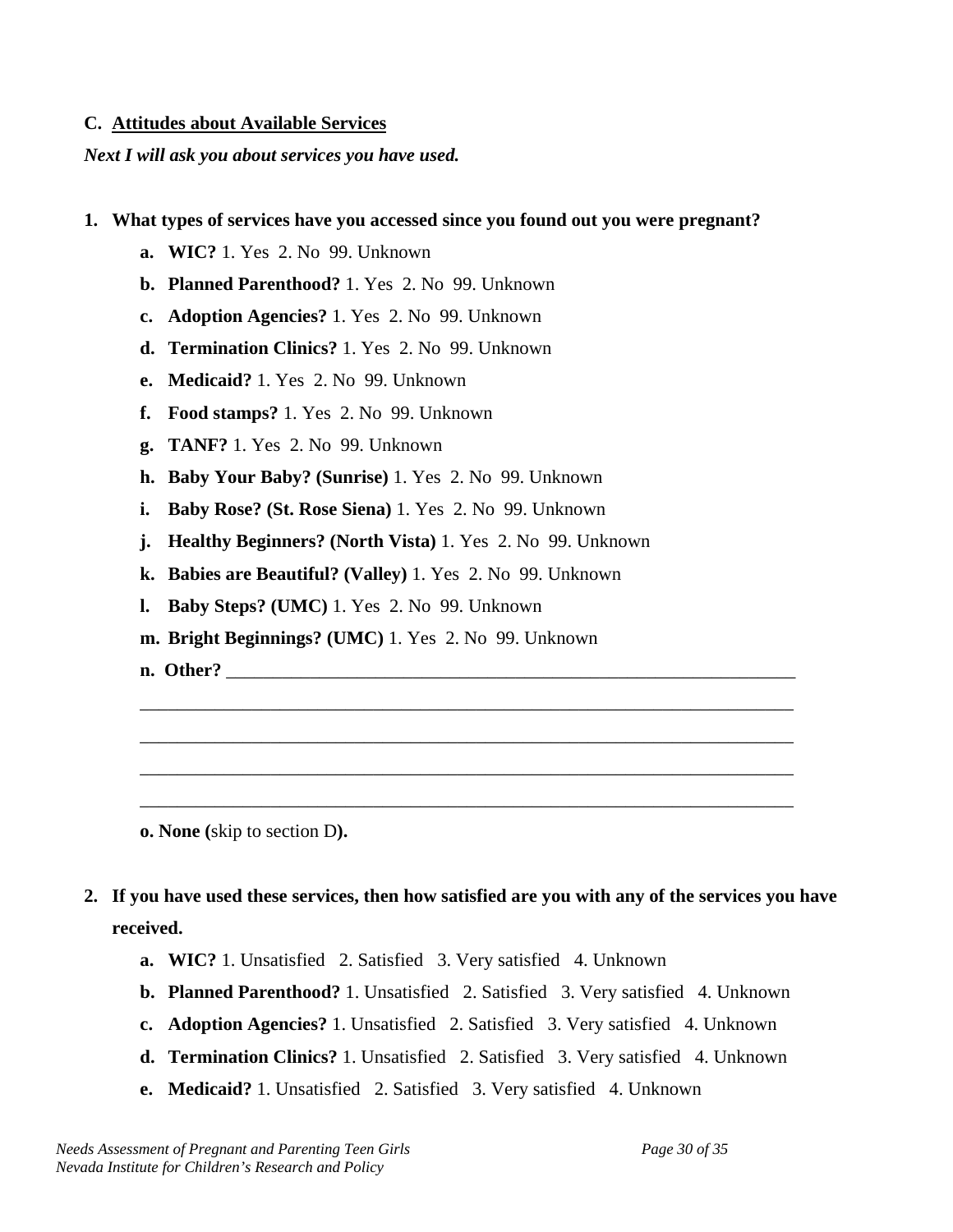## C. Attitudes about Available Services

***Next I will ask you about services you have used.***

1. **What types of services have you accessed since you found out you were pregnant?**
   - **a. WIC?** 1. Yes 2. No 99. Unknown
   - **b. Planned Parenthood?** 1. Yes 2. No 99. Unknown
   - **c. Adoption Agencies?** 1. Yes 2. No 99. Unknown
   - **d. Termination Clinics?** 1. Yes 2. No 99. Unknown
   - **e. Medicaid?** 1. Yes 2. No 99. Unknown
   - **f. Food stamps?** 1. Yes 2. No 99. Unknown
   - **g. TANF?** 1. Yes 2. No 99. Unknown
   - **h. Baby Your Baby? (Sunrise)** 1. Yes 2. No 99. Unknown
   - **i. Baby Rose? (St. Rose Siena)** 1. Yes 2. No 99. Unknown
   - **j. Healthy Beginners? (North Vista)** 1. Yes 2. No 99. Unknown
   - **k. Babies are Beautiful? (Valley)** 1. Yes 2. No 99. Unknown
   - **l. Baby Steps? (UMC)** 1. Yes 2. No 99. Unknown
   - **m. Bright Beginnings? (UMC)** 1. Yes 2. No 99. Unknown
   - **n. Other?** ______________________________________________________________

     ________________________________________________________________________

     ________________________________________________________________________

     ________________________________________________________________________

     ________________________________________________________________________

   - **o. None (**skip to section D**).**

2. **If you have used these services, then how satisfied are you with any of the services you have received.**
   - **a. WIC?** 1. Unsatisfied 2. Satisfied 3. Very satisfied 4. Unknown
   - **b. Planned Parenthood?** 1. Unsatisfied 2. Satisfied 3. Very satisfied 4. Unknown
   - **c. Adoption Agencies?** 1. Unsatisfied 2. Satisfied 3. Very satisfied 4. Unknown
   - **d. Termination Clinics?** 1. Unsatisfied 2. Satisfied 3. Very satisfied 4. Unknown
   - **e. Medicaid?** 1. Unsatisfied 2. Satisfied 3. Very satisfied 4. Unknown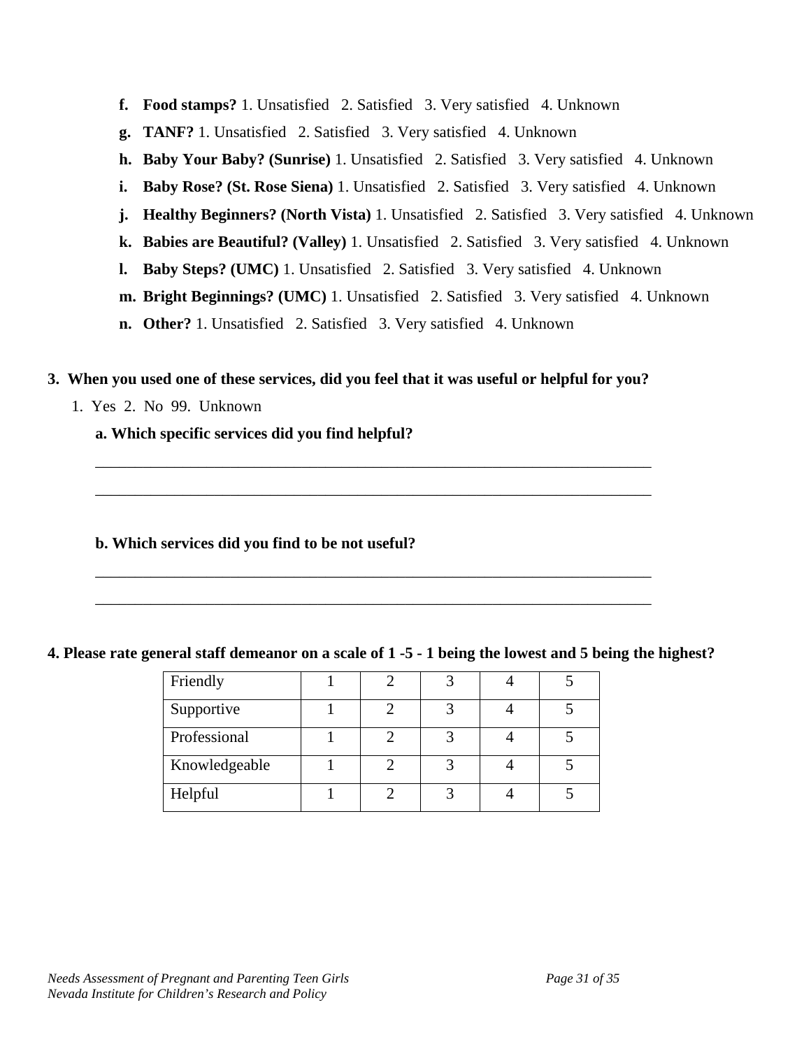f. **Food stamps?** 1. Unsatisfied 2. Satisfied 3. Very satisfied 4. Unknown

g. **TANF?** 1. Unsatisfied 2. Satisfied 3. Very satisfied 4. Unknown

h. **Baby Your Baby? (Sunrise)** 1. Unsatisfied 2. Satisfied 3. Very satisfied 4. Unknown

i. **Baby Rose? (St. Rose Siena)** 1. Unsatisfied 2. Satisfied 3. Very satisfied 4. Unknown

j. **Healthy Beginners? (North Vista)** 1. Unsatisfied 2. Satisfied 3. Very satisfied 4. Unknown

k. **Babies are Beautiful? (Valley)** 1. Unsatisfied 2. Satisfied 3. Very satisfied 4. Unknown

l. **Baby Steps? (UMC)** 1. Unsatisfied 2. Satisfied 3. Very satisfied 4. Unknown

m. **Bright Beginnings? (UMC)** 1. Unsatisfied 2. Satisfied 3. Very satisfied 4. Unknown

n. **Other?** 1. Unsatisfied 2. Satisfied 3. Very satisfied 4. Unknown

**3. When you used one of these services, did you feel that it was useful or helpful for you?**

1. Yes 2. No 99. Unknown

**a. Which specific services did you find helpful?**

___________________________________________________________________________

___________________________________________________________________________

**b. Which services did you find to be not useful?**

___________________________________________________________________________

___________________________________________________________________________

**4. Please rate general staff demeanor on a scale of 1 -5 - 1 being the lowest and 5 being the highest?**

| | | | | | |
|---|---|---|---|---|---|
| Friendly | 1 | 2 | 3 | 4 | 5 |
| Supportive | 1 | 2 | 3 | 4 | 5 |
| Professional | 1 | 2 | 3 | 4 | 5 |
| Knowledgeable | 1 | 2 | 3 | 4 | 5 |
| Helpful | 1 | 2 | 3 | 4 | 5 |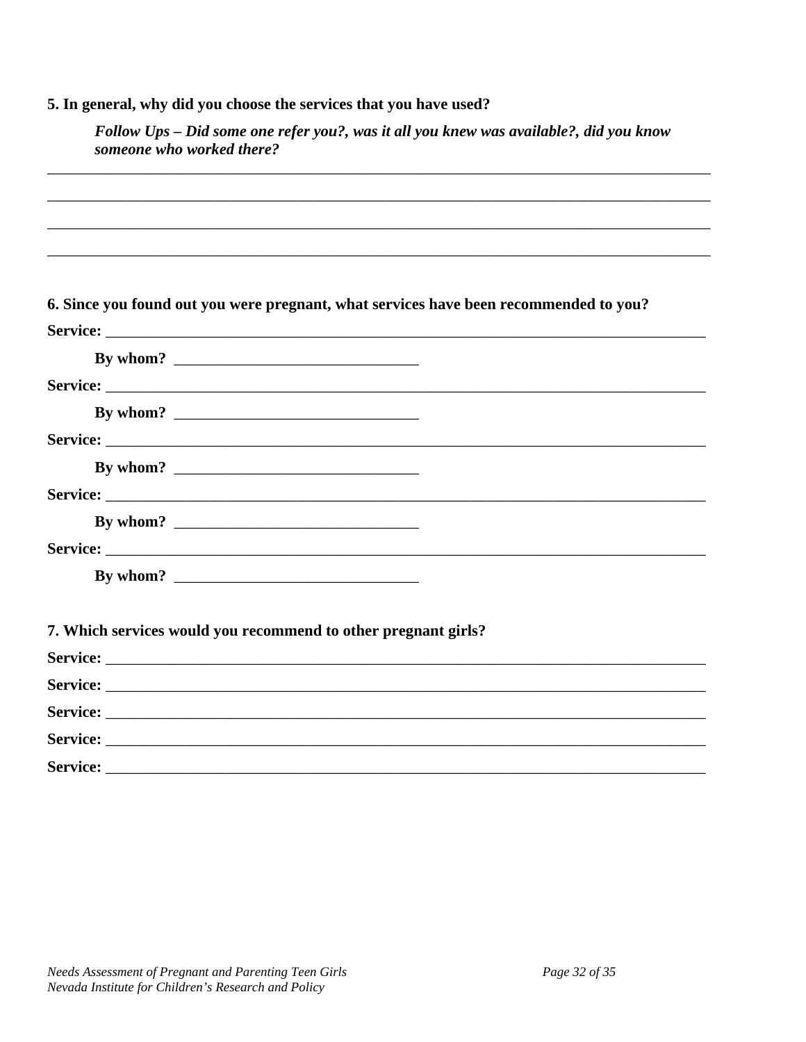**5. In general, why did you choose the services that you have used?**

> ***Follow Ups – Did some one refer you?, was it all you knew was available?, did you know someone who worked there?***

\_\_\_\_\_\_\_\_\_\_\_\_\_\_\_\_\_\_\_\_\_\_\_\_\_\_\_\_\_\_\_\_\_\_\_\_\_\_\_\_\_\_\_\_\_\_\_\_\_\_\_\_\_\_\_\_\_\_\_\_\_\_\_\_\_\_\_\_\_\_\_\_\_\_\_\_\_\_

\_\_\_\_\_\_\_\_\_\_\_\_\_\_\_\_\_\_\_\_\_\_\_\_\_\_\_\_\_\_\_\_\_\_\_\_\_\_\_\_\_\_\_\_\_\_\_\_\_\_\_\_\_\_\_\_\_\_\_\_\_\_\_\_\_\_\_\_\_\_\_\_\_\_\_\_\_\_

\_\_\_\_\_\_\_\_\_\_\_\_\_\_\_\_\_\_\_\_\_\_\_\_\_\_\_\_\_\_\_\_\_\_\_\_\_\_\_\_\_\_\_\_\_\_\_\_\_\_\_\_\_\_\_\_\_\_\_\_\_\_\_\_\_\_\_\_\_\_\_\_\_\_\_\_\_\_

\_\_\_\_\_\_\_\_\_\_\_\_\_\_\_\_\_\_\_\_\_\_\_\_\_\_\_\_\_\_\_\_\_\_\_\_\_\_\_\_\_\_\_\_\_\_\_\_\_\_\_\_\_\_\_\_\_\_\_\_\_\_\_\_\_\_\_\_\_\_\_\_\_\_\_\_\_\_

**6. Since you found out you were pregnant, what services have been recommended to you?**

**Service:** \_\_\_\_\_\_\_\_\_\_\_\_\_\_\_\_\_\_\_\_\_\_\_\_\_\_\_\_\_\_\_\_\_\_\_\_\_\_\_\_\_\_\_\_\_\_\_\_\_\_\_\_\_\_\_\_\_\_\_\_\_\_\_\_\_\_\_\_\_

**By whom?** \_\_\_\_\_\_\_\_\_\_\_\_\_\_\_\_\_\_\_\_\_\_\_\_\_\_\_\_\_\_\_\_

**Service:** \_\_\_\_\_\_\_\_\_\_\_\_\_\_\_\_\_\_\_\_\_\_\_\_\_\_\_\_\_\_\_\_\_\_\_\_\_\_\_\_\_\_\_\_\_\_\_\_\_\_\_\_\_\_\_\_\_\_\_\_\_\_\_\_\_\_\_\_\_

**By whom?** \_\_\_\_\_\_\_\_\_\_\_\_\_\_\_\_\_\_\_\_\_\_\_\_\_\_\_\_\_\_\_\_

**Service:** \_\_\_\_\_\_\_\_\_\_\_\_\_\_\_\_\_\_\_\_\_\_\_\_\_\_\_\_\_\_\_\_\_\_\_\_\_\_\_\_\_\_\_\_\_\_\_\_\_\_\_\_\_\_\_\_\_\_\_\_\_\_\_\_\_\_\_\_\_

**By whom?** \_\_\_\_\_\_\_\_\_\_\_\_\_\_\_\_\_\_\_\_\_\_\_\_\_\_\_\_\_\_\_\_

**Service:** \_\_\_\_\_\_\_\_\_\_\_\_\_\_\_\_\_\_\_\_\_\_\_\_\_\_\_\_\_\_\_\_\_\_\_\_\_\_\_\_\_\_\_\_\_\_\_\_\_\_\_\_\_\_\_\_\_\_\_\_\_\_\_\_\_\_\_\_\_

**By whom?** \_\_\_\_\_\_\_\_\_\_\_\_\_\_\_\_\_\_\_\_\_\_\_\_\_\_\_\_\_\_\_\_

**Service:** \_\_\_\_\_\_\_\_\_\_\_\_\_\_\_\_\_\_\_\_\_\_\_\_\_\_\_\_\_\_\_\_\_\_\_\_\_\_\_\_\_\_\_\_\_\_\_\_\_\_\_\_\_\_\_\_\_\_\_\_\_\_\_\_\_\_\_\_\_

**By whom?** \_\_\_\_\_\_\_\_\_\_\_\_\_\_\_\_\_\_\_\_\_\_\_\_\_\_\_\_\_\_\_\_

**7. Which services would you recommend to other pregnant girls?**

**Service:** \_\_\_\_\_\_\_\_\_\_\_\_\_\_\_\_\_\_\_\_\_\_\_\_\_\_\_\_\_\_\_\_\_\_\_\_\_\_\_\_\_\_\_\_\_\_\_\_\_\_\_\_\_\_\_\_\_\_\_\_\_\_\_\_\_\_\_\_\_

**Service:** \_\_\_\_\_\_\_\_\_\_\_\_\_\_\_\_\_\_\_\_\_\_\_\_\_\_\_\_\_\_\_\_\_\_\_\_\_\_\_\_\_\_\_\_\_\_\_\_\_\_\_\_\_\_\_\_\_\_\_\_\_\_\_\_\_\_\_\_\_

**Service:** \_\_\_\_\_\_\_\_\_\_\_\_\_\_\_\_\_\_\_\_\_\_\_\_\_\_\_\_\_\_\_\_\_\_\_\_\_\_\_\_\_\_\_\_\_\_\_\_\_\_\_\_\_\_\_\_\_\_\_\_\_\_\_\_\_\_\_\_\_

**Service:** \_\_\_\_\_\_\_\_\_\_\_\_\_\_\_\_\_\_\_\_\_\_\_\_\_\_\_\_\_\_\_\_\_\_\_\_\_\_\_\_\_\_\_\_\_\_\_\_\_\_\_\_\_\_\_\_\_\_\_\_\_\_\_\_\_\_\_\_\_

**Service:** \_\_\_\_\_\_\_\_\_\_\_\_\_\_\_\_\_\_\_\_\_\_\_\_\_\_\_\_\_\_\_\_\_\_\_\_\_\_\_\_\_\_\_\_\_\_\_\_\_\_\_\_\_\_\_\_\_\_\_\_\_\_\_\_\_\_\_\_\_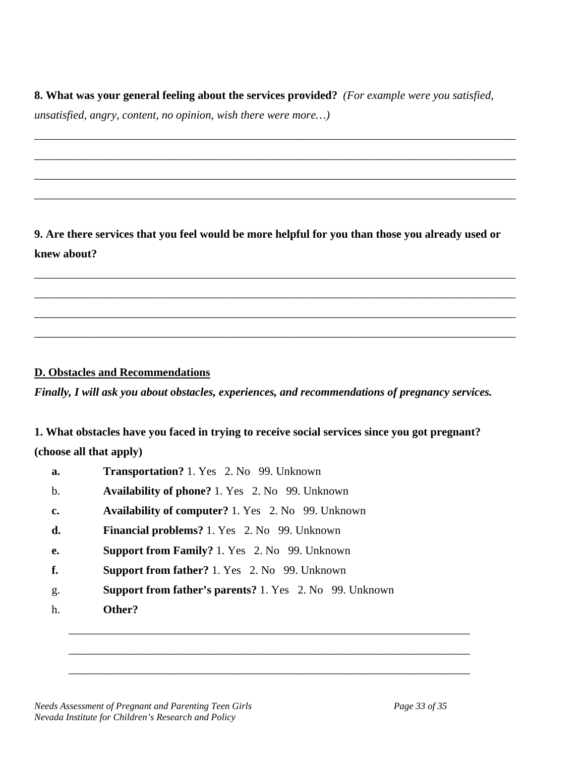**8. What was your general feeling about the services provided?** *(For example were you satisfied, unsatisfied, angry, content, no opinion, wish there were more…)*

\_\_\_\_\_\_\_\_\_\_\_\_\_\_\_\_\_\_\_\_\_\_\_\_\_\_\_\_\_\_\_\_\_\_\_\_\_\_\_\_\_\_\_\_\_\_\_\_\_\_\_\_\_\_\_\_\_\_\_\_\_\_\_\_\_\_\_\_\_\_\_\_\_\_\_\_\_\_

\_\_\_\_\_\_\_\_\_\_\_\_\_\_\_\_\_\_\_\_\_\_\_\_\_\_\_\_\_\_\_\_\_\_\_\_\_\_\_\_\_\_\_\_\_\_\_\_\_\_\_\_\_\_\_\_\_\_\_\_\_\_\_\_\_\_\_\_\_\_\_\_\_\_\_\_\_\_

\_\_\_\_\_\_\_\_\_\_\_\_\_\_\_\_\_\_\_\_\_\_\_\_\_\_\_\_\_\_\_\_\_\_\_\_\_\_\_\_\_\_\_\_\_\_\_\_\_\_\_\_\_\_\_\_\_\_\_\_\_\_\_\_\_\_\_\_\_\_\_\_\_\_\_\_\_\_

\_\_\_\_\_\_\_\_\_\_\_\_\_\_\_\_\_\_\_\_\_\_\_\_\_\_\_\_\_\_\_\_\_\_\_\_\_\_\_\_\_\_\_\_\_\_\_\_\_\_\_\_\_\_\_\_\_\_\_\_\_\_\_\_\_\_\_\_\_\_\_\_\_\_\_\_\_\_

**9. Are there services that you feel would be more helpful for you than those you already used or knew about?**

\_\_\_\_\_\_\_\_\_\_\_\_\_\_\_\_\_\_\_\_\_\_\_\_\_\_\_\_\_\_\_\_\_\_\_\_\_\_\_\_\_\_\_\_\_\_\_\_\_\_\_\_\_\_\_\_\_\_\_\_\_\_\_\_\_\_\_\_\_\_\_\_\_\_\_\_\_\_

\_\_\_\_\_\_\_\_\_\_\_\_\_\_\_\_\_\_\_\_\_\_\_\_\_\_\_\_\_\_\_\_\_\_\_\_\_\_\_\_\_\_\_\_\_\_\_\_\_\_\_\_\_\_\_\_\_\_\_\_\_\_\_\_\_\_\_\_\_\_\_\_\_\_\_\_\_\_

\_\_\_\_\_\_\_\_\_\_\_\_\_\_\_\_\_\_\_\_\_\_\_\_\_\_\_\_\_\_\_\_\_\_\_\_\_\_\_\_\_\_\_\_\_\_\_\_\_\_\_\_\_\_\_\_\_\_\_\_\_\_\_\_\_\_\_\_\_\_\_\_\_\_\_\_\_\_

\_\_\_\_\_\_\_\_\_\_\_\_\_\_\_\_\_\_\_\_\_\_\_\_\_\_\_\_\_\_\_\_\_\_\_\_\_\_\_\_\_\_\_\_\_\_\_\_\_\_\_\_\_\_\_\_\_\_\_\_\_\_\_\_\_\_\_\_\_\_\_\_\_\_\_\_\_\_

## D. Obstacles and Recommendations

***Finally, I will ask you about obstacles, experiences, and recommendations of pregnancy services.***

**1. What obstacles have you faced in trying to receive social services since you got pregnant? (choose all that apply)**

- **a.** **Transportation?** 1. Yes 2. No 99. Unknown
- b. **Availability of phone?** 1. Yes 2. No 99. Unknown
- **c.** **Availability of computer?** 1. Yes 2. No 99. Unknown
- **d.** **Financial problems?** 1. Yes 2. No 99. Unknown
- **e.** **Support from Family?** 1. Yes 2. No 99. Unknown
- **f.** **Support from father?** 1. Yes 2. No 99. Unknown
- g. **Support from father's parents?** 1. Yes 2. No 99. Unknown
- h. **Other?**

\_\_\_\_\_\_\_\_\_\_\_\_\_\_\_\_\_\_\_\_\_\_\_\_\_\_\_\_\_\_\_\_\_\_\_\_\_\_\_\_\_\_\_\_\_\_\_\_\_\_\_\_\_\_\_\_\_\_\_\_\_\_\_\_\_\_\_\_\_\_\_\_

\_\_\_\_\_\_\_\_\_\_\_\_\_\_\_\_\_\_\_\_\_\_\_\_\_\_\_\_\_\_\_\_\_\_\_\_\_\_\_\_\_\_\_\_\_\_\_\_\_\_\_\_\_\_\_\_\_\_\_\_\_\_\_\_\_\_\_\_\_\_\_\_

\_\_\_\_\_\_\_\_\_\_\_\_\_\_\_\_\_\_\_\_\_\_\_\_\_\_\_\_\_\_\_\_\_\_\_\_\_\_\_\_\_\_\_\_\_\_\_\_\_\_\_\_\_\_\_\_\_\_\_\_\_\_\_\_\_\_\_\_\_\_\_\_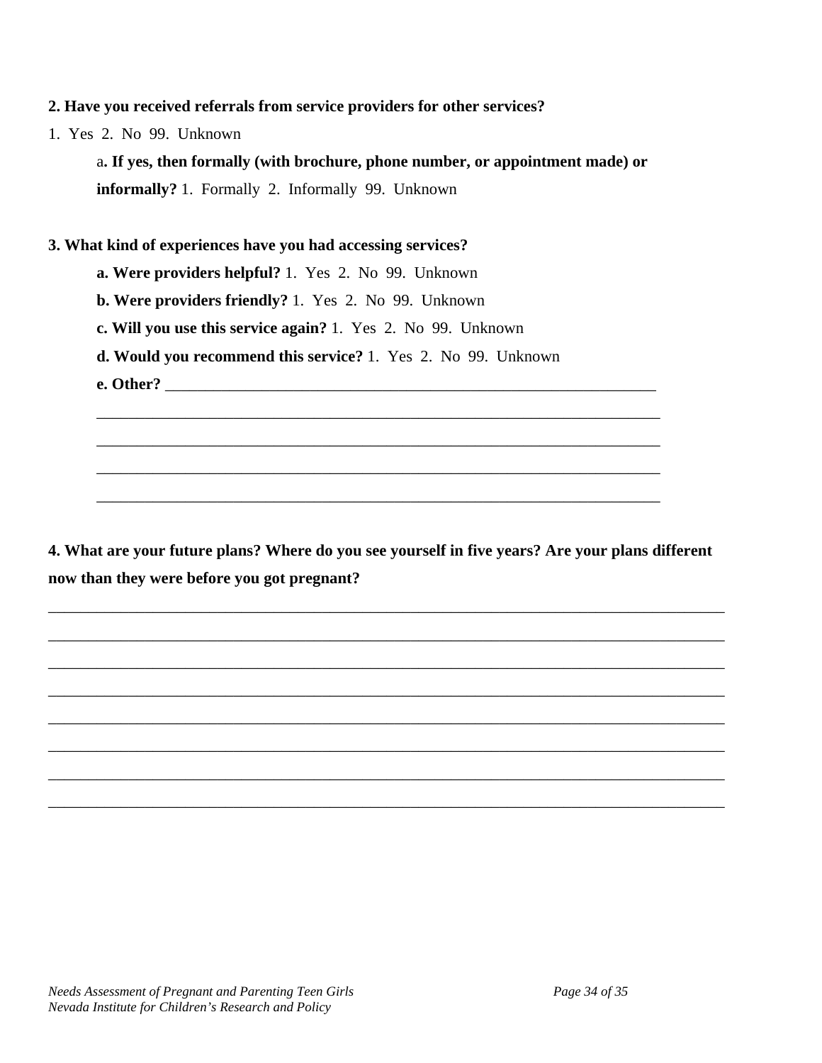**2. Have you received referrals from service providers for other services?**

1. Yes 2. No 99. Unknown

a**. If yes, then formally (with brochure, phone number, or appointment made) or informally?** 1. Formally 2. Informally 99. Unknown

**3. What kind of experiences have you had accessing services?**

**a. Were providers helpful?** 1. Yes 2. No 99. Unknown

**b. Were providers friendly?** 1. Yes 2. No 99. Unknown

**c. Will you use this service again?** 1. Yes 2. No 99. Unknown

**d. Would you recommend this service?** 1. Yes 2. No 99. Unknown

**e. Other?** ________________________________________________________________

__________________________________________________________________________

__________________________________________________________________________

__________________________________________________________________________

__________________________________________________________________________

**4. What are your future plans? Where do you see yourself in five years? Are your plans different now than they were before you got pregnant?**

__________________________________________________________________________________

__________________________________________________________________________________

__________________________________________________________________________________

__________________________________________________________________________________

__________________________________________________________________________________

__________________________________________________________________________________

__________________________________________________________________________________

__________________________________________________________________________________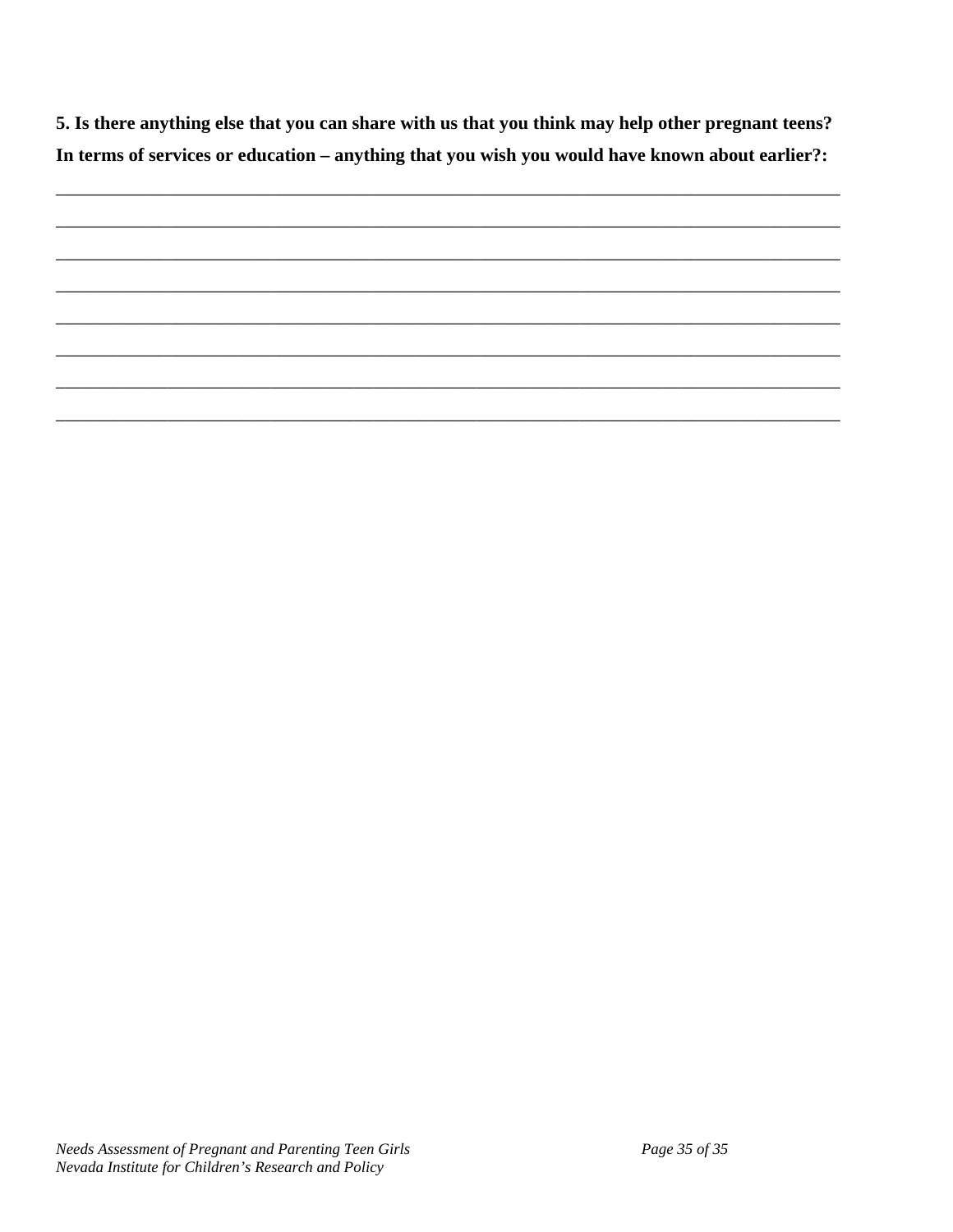**5. Is there anything else that you can share with us that you think may help other pregnant teens? In terms of services or education – anything that you wish you would have known about earlier?:**

________________________________________________________________________________________

________________________________________________________________________________________

________________________________________________________________________________________

________________________________________________________________________________________

________________________________________________________________________________________

________________________________________________________________________________________

________________________________________________________________________________________

________________________________________________________________________________________